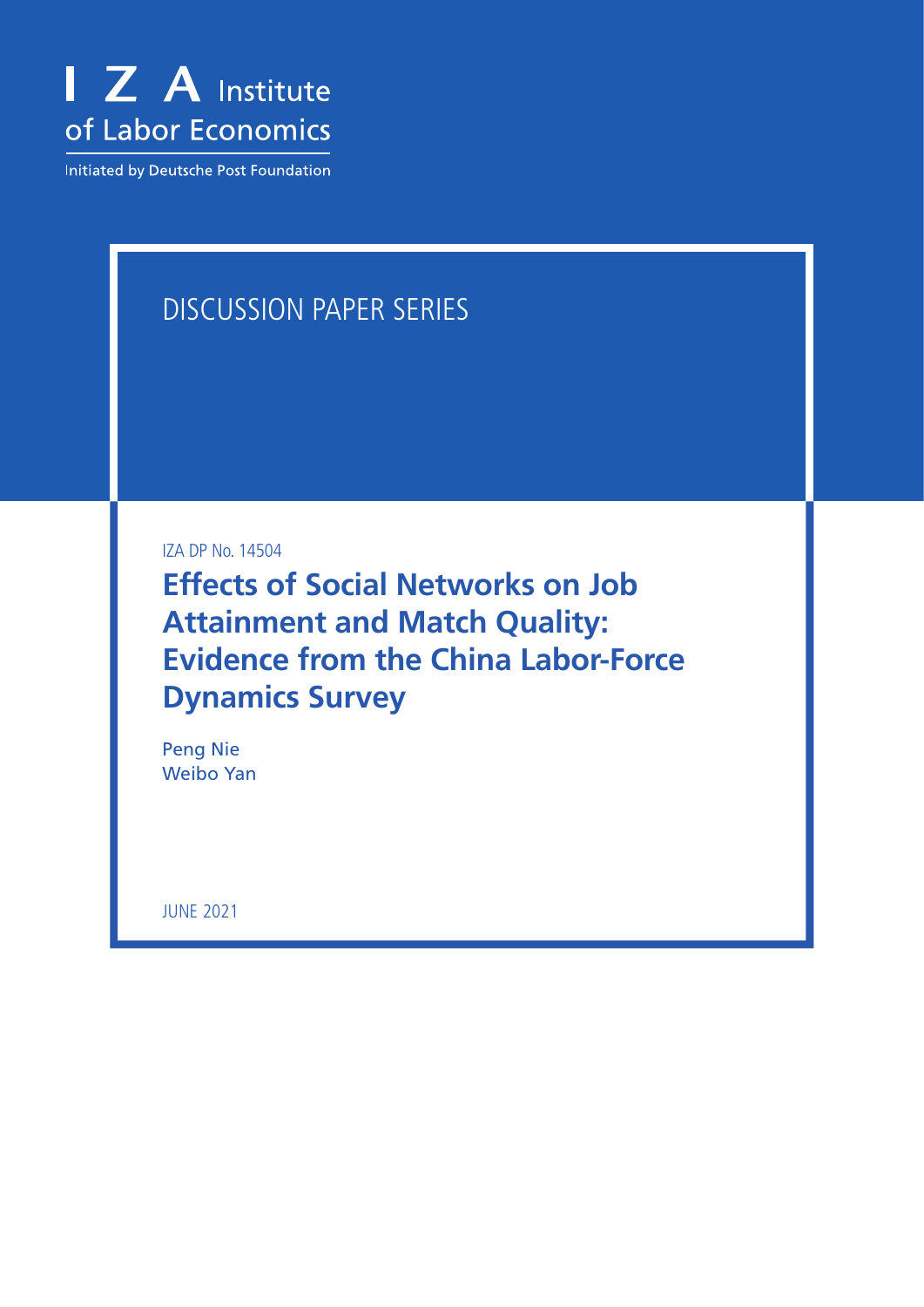I Z A Institute of Labor Economics

Initiated by Deutsche Post Foundation

DISCUSSION PAPER SERIES

IZA DP No. 14504

# Effects of Social Networks on Job Attainment and Match Quality: Evidence from the China Labor-Force Dynamics Survey

Peng Nie
Weibo Yan

JUNE 2021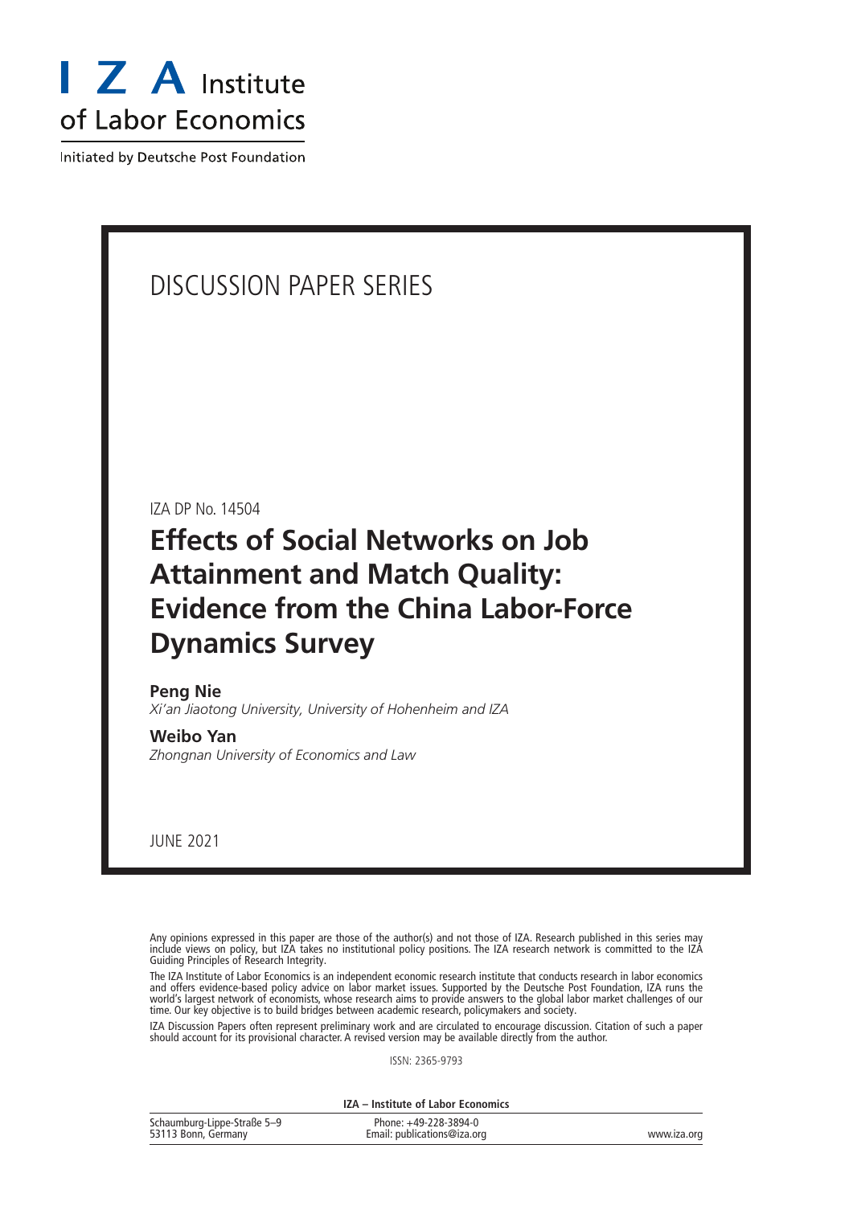# I Z A Institute of Labor Economics

Initiated by Deutsche Post Foundation

DISCUSSION PAPER SERIES

IZA DP No. 14504

# Effects of Social Networks on Job Attainment and Match Quality: Evidence from the China Labor-Force Dynamics Survey

**Peng Nie**
*Xi'an Jiaotong University, University of Hohenheim and IZA*

**Weibo Yan**
*Zhongnan University of Economics and Law*

JUNE 2021

Any opinions expressed in this paper are those of the author(s) and not those of IZA. Research published in this series may include views on policy, but IZA takes no institutional policy positions. The IZA research network is committed to the IZA Guiding Principles of Research Integrity.

The IZA Institute of Labor Economics is an independent economic research institute that conducts research in labor economics and offers evidence-based policy advice on labor market issues. Supported by the Deutsche Post Foundation, IZA runs the world's largest network of economists, whose research aims to provide answers to the global labor market challenges of our time. Our key objective is to build bridges between academic research, policymakers and society.

IZA Discussion Papers often represent preliminary work and are circulated to encourage discussion. Citation of such a paper should account for its provisional character. A revised version may be available directly from the author.

ISSN: 2365-9793

**IZA – Institute of Labor Economics**

| | | |
|---|---|---|
| Schaumburg-Lippe-Straße 5–9<br>53113 Bonn, Germany | Phone: +49-228-3894-0<br>Email: publications@iza.org | www.iza.org |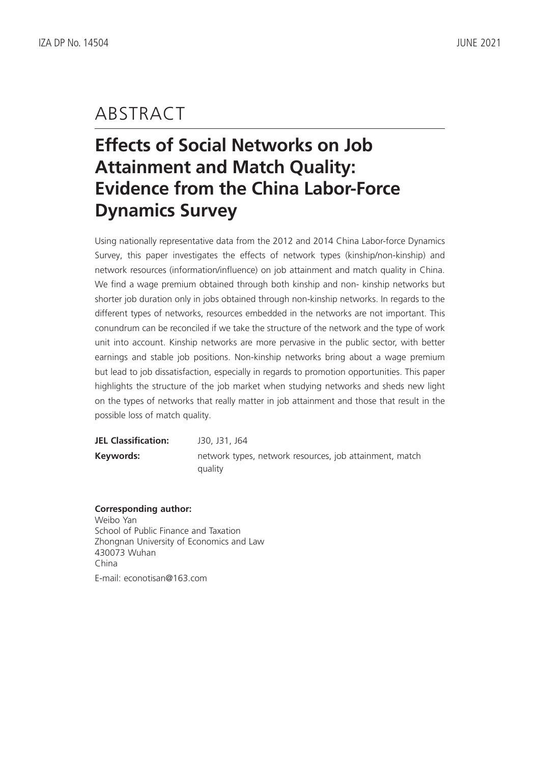# ABSTRACT

## Effects of Social Networks on Job Attainment and Match Quality: Evidence from the China Labor-Force Dynamics Survey

Using nationally representative data from the 2012 and 2014 China Labor-force Dynamics Survey, this paper investigates the effects of network types (kinship/non-kinship) and network resources (information/influence) on job attainment and match quality in China. We find a wage premium obtained through both kinship and non- kinship networks but shorter job duration only in jobs obtained through non-kinship networks. In regards to the different types of networks, resources embedded in the networks are not important. This conundrum can be reconciled if we take the structure of the network and the type of work unit into account. Kinship networks are more pervasive in the public sector, with better earnings and stable job positions. Non-kinship networks bring about a wage premium but lead to job dissatisfaction, especially in regards to promotion opportunities. This paper highlights the structure of the job market when studying networks and sheds new light on the types of networks that really matter in job attainment and those that result in the possible loss of match quality.

**JEL Classification:** J30, J31, J64

**Keywords:** network types, network resources, job attainment, match quality

**Corresponding author:**
Weibo Yan
School of Public Finance and Taxation
Zhongnan University of Economics and Law
430073 Wuhan
China

E-mail: econotisan@163.com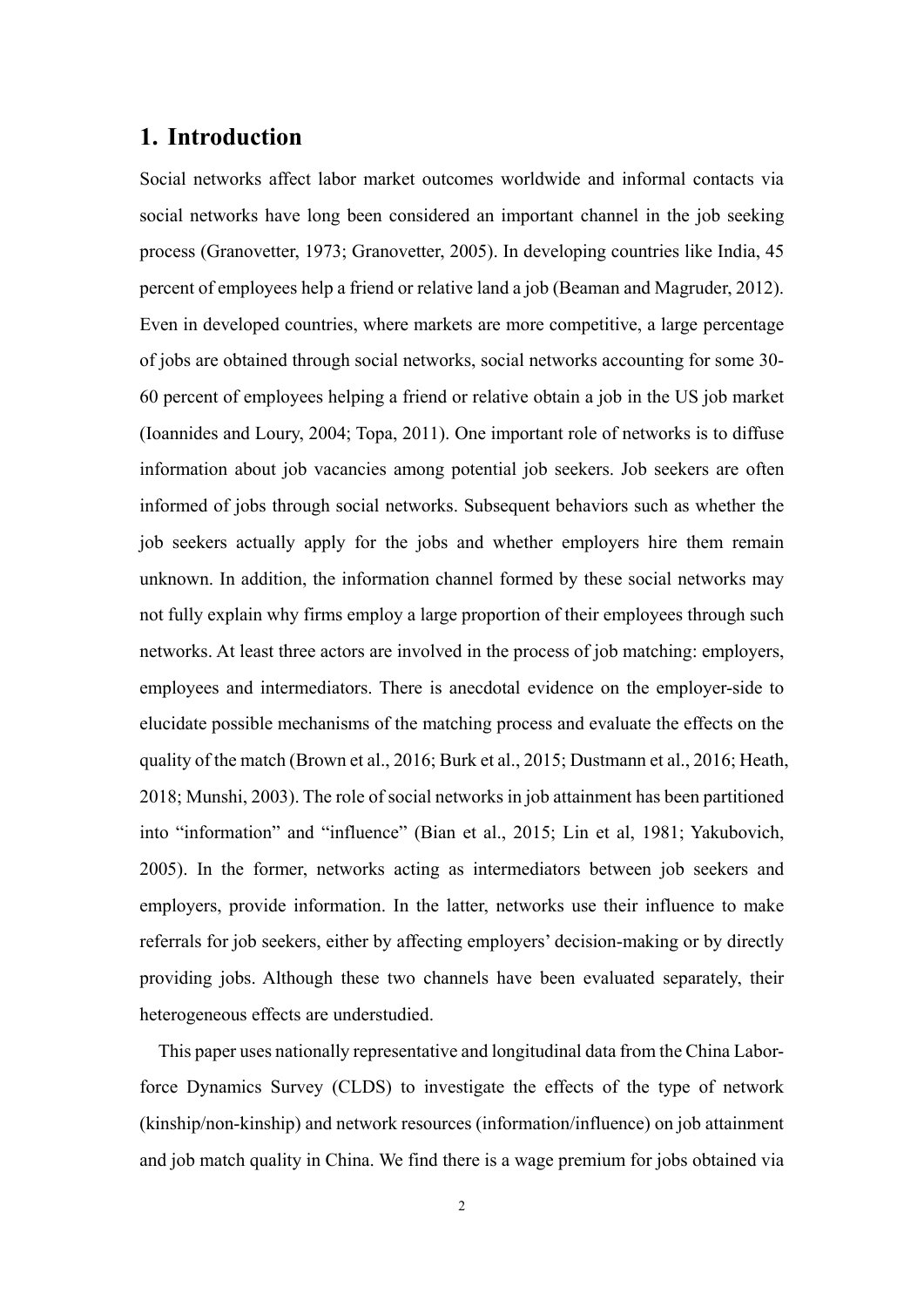# 1. Introduction

Social networks affect labor market outcomes worldwide and informal contacts via social networks have long been considered an important channel in the job seeking process (Granovetter, 1973; Granovetter, 2005). In developing countries like India, 45 percent of employees help a friend or relative land a job (Beaman and Magruder, 2012). Even in developed countries, where markets are more competitive, a large percentage of jobs are obtained through social networks, social networks accounting for some 30-60 percent of employees helping a friend or relative obtain a job in the US job market (Ioannides and Loury, 2004; Topa, 2011). One important role of networks is to diffuse information about job vacancies among potential job seekers. Job seekers are often informed of jobs through social networks. Subsequent behaviors such as whether the job seekers actually apply for the jobs and whether employers hire them remain unknown. In addition, the information channel formed by these social networks may not fully explain why firms employ a large proportion of their employees through such networks. At least three actors are involved in the process of job matching: employers, employees and intermediators. There is anecdotal evidence on the employer-side to elucidate possible mechanisms of the matching process and evaluate the effects on the quality of the match (Brown et al., 2016; Burk et al., 2015; Dustmann et al., 2016; Heath, 2018; Munshi, 2003). The role of social networks in job attainment has been partitioned into "information" and "influence" (Bian et al., 2015; Lin et al, 1981; Yakubovich, 2005). In the former, networks acting as intermediators between job seekers and employers, provide information. In the latter, networks use their influence to make referrals for job seekers, either by affecting employers' decision-making or by directly providing jobs. Although these two channels have been evaluated separately, their heterogeneous effects are understudied.

This paper uses nationally representative and longitudinal data from the China Labor-force Dynamics Survey (CLDS) to investigate the effects of the type of network (kinship/non-kinship) and network resources (information/influence) on job attainment and job match quality in China. We find there is a wage premium for jobs obtained via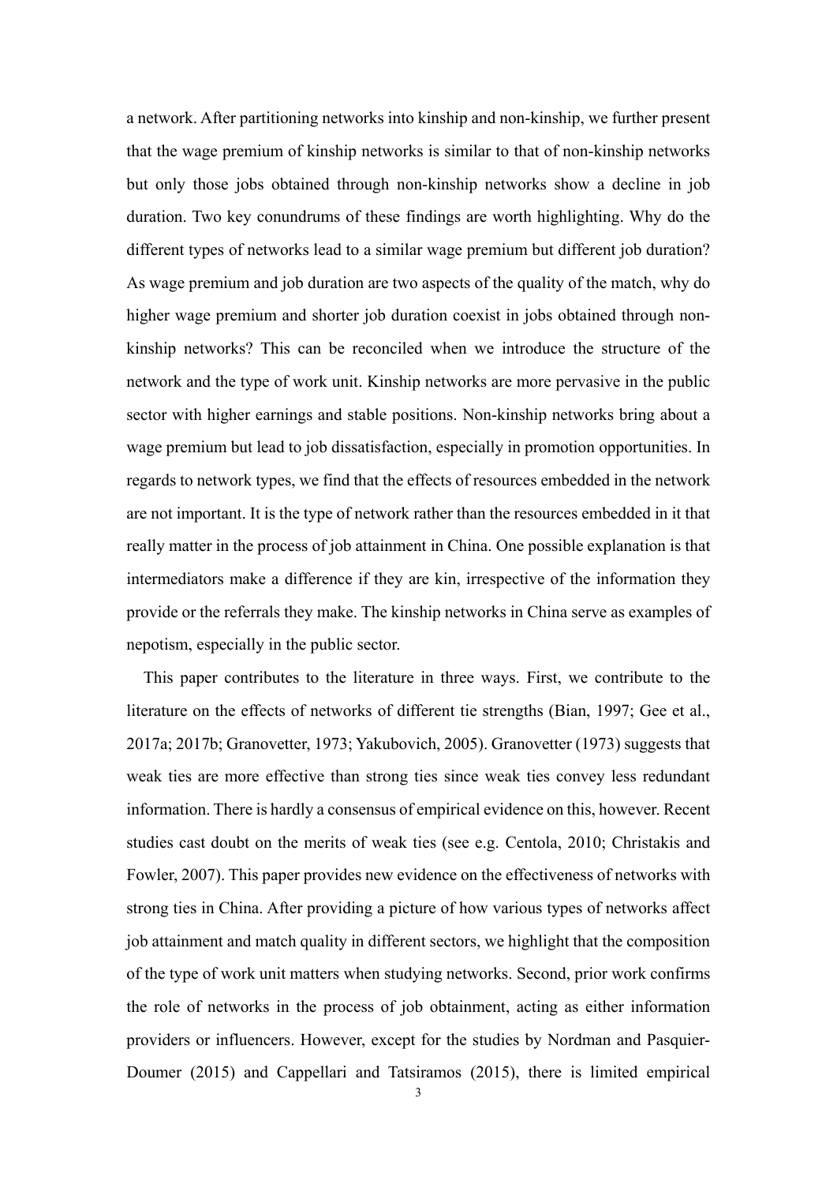a network. After partitioning networks into kinship and non-kinship, we further present that the wage premium of kinship networks is similar to that of non-kinship networks but only those jobs obtained through non-kinship networks show a decline in job duration. Two key conundrums of these findings are worth highlighting. Why do the different types of networks lead to a similar wage premium but different job duration? As wage premium and job duration are two aspects of the quality of the match, why do higher wage premium and shorter job duration coexist in jobs obtained through non-kinship networks? This can be reconciled when we introduce the structure of the network and the type of work unit. Kinship networks are more pervasive in the public sector with higher earnings and stable positions. Non-kinship networks bring about a wage premium but lead to job dissatisfaction, especially in promotion opportunities. In regards to network types, we find that the effects of resources embedded in the network are not important. It is the type of network rather than the resources embedded in it that really matter in the process of job attainment in China. One possible explanation is that intermediators make a difference if they are kin, irrespective of the information they provide or the referrals they make. The kinship networks in China serve as examples of nepotism, especially in the public sector.

This paper contributes to the literature in three ways. First, we contribute to the literature on the effects of networks of different tie strengths (Bian, 1997; Gee et al., 2017a; 2017b; Granovetter, 1973; Yakubovich, 2005). Granovetter (1973) suggests that weak ties are more effective than strong ties since weak ties convey less redundant information. There is hardly a consensus of empirical evidence on this, however. Recent studies cast doubt on the merits of weak ties (see e.g. Centola, 2010; Christakis and Fowler, 2007). This paper provides new evidence on the effectiveness of networks with strong ties in China. After providing a picture of how various types of networks affect job attainment and match quality in different sectors, we highlight that the composition of the type of work unit matters when studying networks. Second, prior work confirms the role of networks in the process of job obtainment, acting as either information providers or influencers. However, except for the studies by Nordman and Pasquier-Doumer (2015) and Cappellari and Tatsiramos (2015), there is limited empirical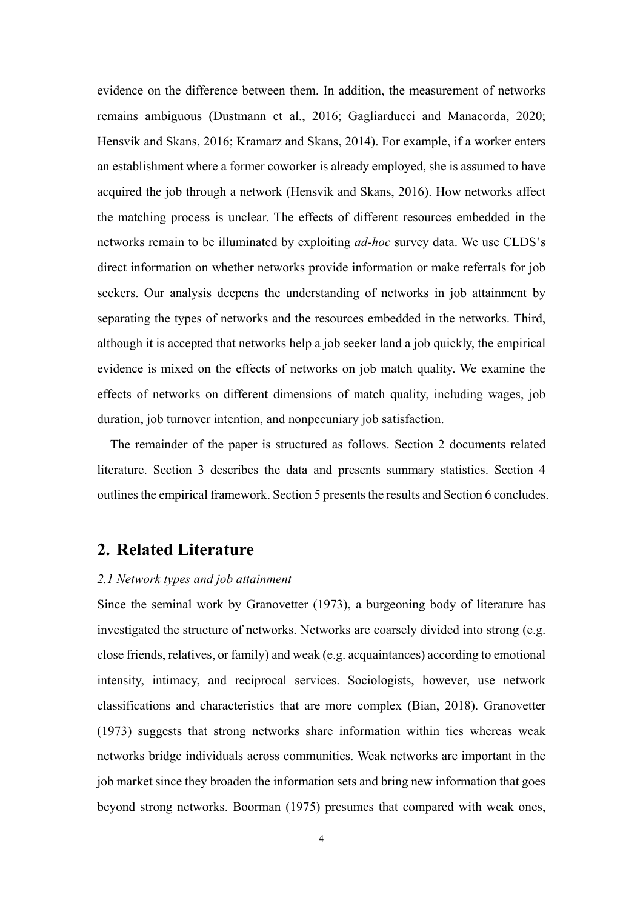evidence on the difference between them. In addition, the measurement of networks remains ambiguous (Dustmann et al., 2016; Gagliarducci and Manacorda, 2020; Hensvik and Skans, 2016; Kramarz and Skans, 2014). For example, if a worker enters an establishment where a former coworker is already employed, she is assumed to have acquired the job through a network (Hensvik and Skans, 2016). How networks affect the matching process is unclear. The effects of different resources embedded in the networks remain to be illuminated by exploiting *ad-hoc* survey data. We use CLDS's direct information on whether networks provide information or make referrals for job seekers. Our analysis deepens the understanding of networks in job attainment by separating the types of networks and the resources embedded in the networks. Third, although it is accepted that networks help a job seeker land a job quickly, the empirical evidence is mixed on the effects of networks on job match quality. We examine the effects of networks on different dimensions of match quality, including wages, job duration, job turnover intention, and nonpecuniary job satisfaction.

The remainder of the paper is structured as follows. Section 2 documents related literature. Section 3 describes the data and presents summary statistics. Section 4 outlines the empirical framework. Section 5 presents the results and Section 6 concludes.

## 2. Related Literature

### *2.1 Network types and job attainment*

Since the seminal work by Granovetter (1973), a burgeoning body of literature has investigated the structure of networks. Networks are coarsely divided into strong (e.g. close friends, relatives, or family) and weak (e.g. acquaintances) according to emotional intensity, intimacy, and reciprocal services. Sociologists, however, use network classifications and characteristics that are more complex (Bian, 2018). Granovetter (1973) suggests that strong networks share information within ties whereas weak networks bridge individuals across communities. Weak networks are important in the job market since they broaden the information sets and bring new information that goes beyond strong networks. Boorman (1975) presumes that compared with weak ones,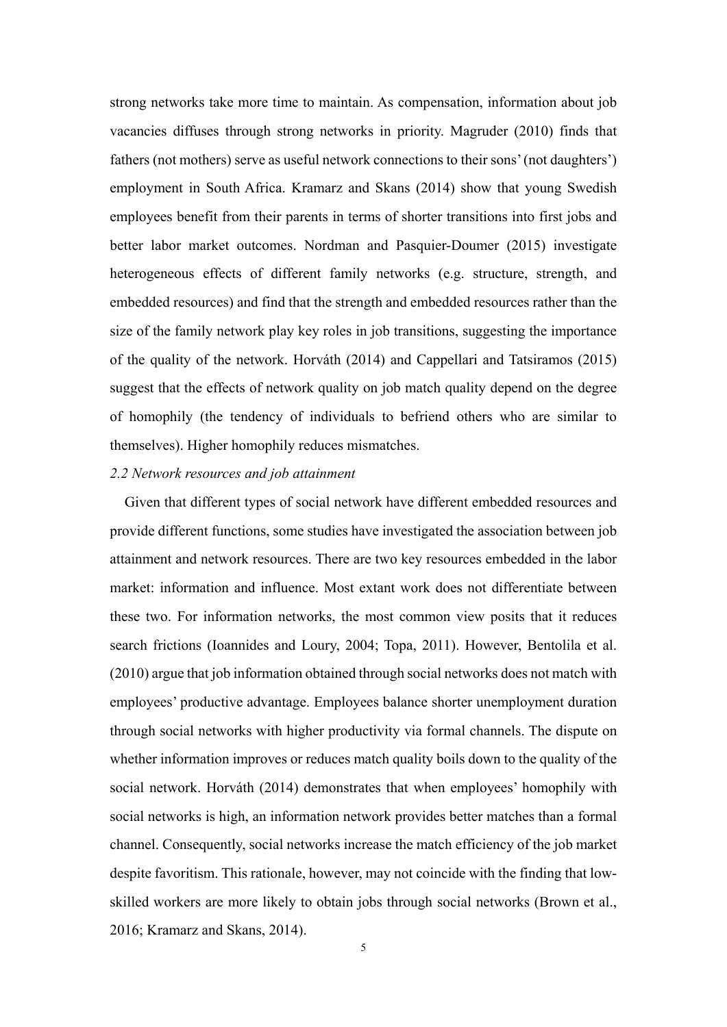strong networks take more time to maintain. As compensation, information about job vacancies diffuses through strong networks in priority. Magruder (2010) finds that fathers (not mothers) serve as useful network connections to their sons' (not daughters') employment in South Africa. Kramarz and Skans (2014) show that young Swedish employees benefit from their parents in terms of shorter transitions into first jobs and better labor market outcomes. Nordman and Pasquier-Doumer (2015) investigate heterogeneous effects of different family networks (e.g. structure, strength, and embedded resources) and find that the strength and embedded resources rather than the size of the family network play key roles in job transitions, suggesting the importance of the quality of the network. Horváth (2014) and Cappellari and Tatsiramos (2015) suggest that the effects of network quality on job match quality depend on the degree of homophily (the tendency of individuals to befriend others who are similar to themselves). Higher homophily reduces mismatches.

### *2.2 Network resources and job attainment*

Given that different types of social network have different embedded resources and provide different functions, some studies have investigated the association between job attainment and network resources. There are two key resources embedded in the labor market: information and influence. Most extant work does not differentiate between these two. For information networks, the most common view posits that it reduces search frictions (Ioannides and Loury, 2004; Topa, 2011). However, Bentolila et al. (2010) argue that job information obtained through social networks does not match with employees' productive advantage. Employees balance shorter unemployment duration through social networks with higher productivity via formal channels. The dispute on whether information improves or reduces match quality boils down to the quality of the social network. Horváth (2014) demonstrates that when employees' homophily with social networks is high, an information network provides better matches than a formal channel. Consequently, social networks increase the match efficiency of the job market despite favoritism. This rationale, however, may not coincide with the finding that low-skilled workers are more likely to obtain jobs through social networks (Brown et al., 2016; Kramarz and Skans, 2014).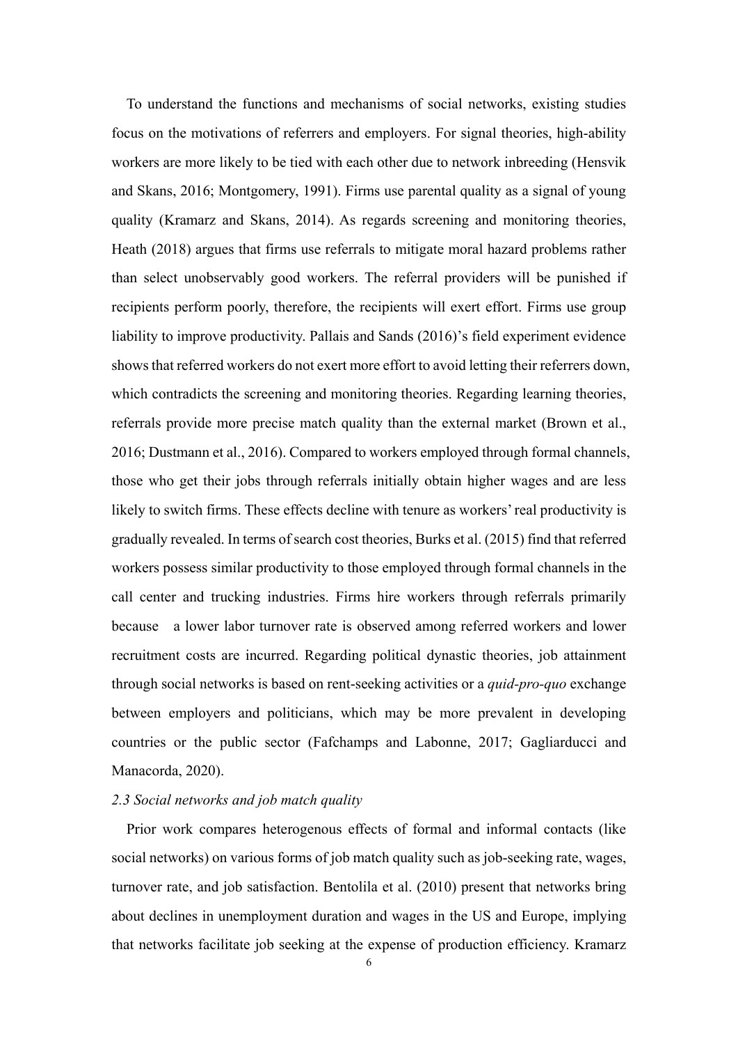To understand the functions and mechanisms of social networks, existing studies focus on the motivations of referrers and employers. For signal theories, high-ability workers are more likely to be tied with each other due to network inbreeding (Hensvik and Skans, 2016; Montgomery, 1991). Firms use parental quality as a signal of young quality (Kramarz and Skans, 2014). As regards screening and monitoring theories, Heath (2018) argues that firms use referrals to mitigate moral hazard problems rather than select unobservably good workers. The referral providers will be punished if recipients perform poorly, therefore, the recipients will exert effort. Firms use group liability to improve productivity. Pallais and Sands (2016)'s field experiment evidence shows that referred workers do not exert more effort to avoid letting their referrers down, which contradicts the screening and monitoring theories. Regarding learning theories, referrals provide more precise match quality than the external market (Brown et al., 2016; Dustmann et al., 2016). Compared to workers employed through formal channels, those who get their jobs through referrals initially obtain higher wages and are less likely to switch firms. These effects decline with tenure as workers' real productivity is gradually revealed. In terms of search cost theories, Burks et al. (2015) find that referred workers possess similar productivity to those employed through formal channels in the call center and trucking industries. Firms hire workers through referrals primarily because a lower labor turnover rate is observed among referred workers and lower recruitment costs are incurred. Regarding political dynastic theories, job attainment through social networks is based on rent-seeking activities or a *quid-pro-quo* exchange between employers and politicians, which may be more prevalent in developing countries or the public sector (Fafchamps and Labonne, 2017; Gagliarducci and Manacorda, 2020).

*2.3 Social networks and job match quality*

Prior work compares heterogenous effects of formal and informal contacts (like social networks) on various forms of job match quality such as job-seeking rate, wages, turnover rate, and job satisfaction. Bentolila et al. (2010) present that networks bring about declines in unemployment duration and wages in the US and Europe, implying that networks facilitate job seeking at the expense of production efficiency. Kramarz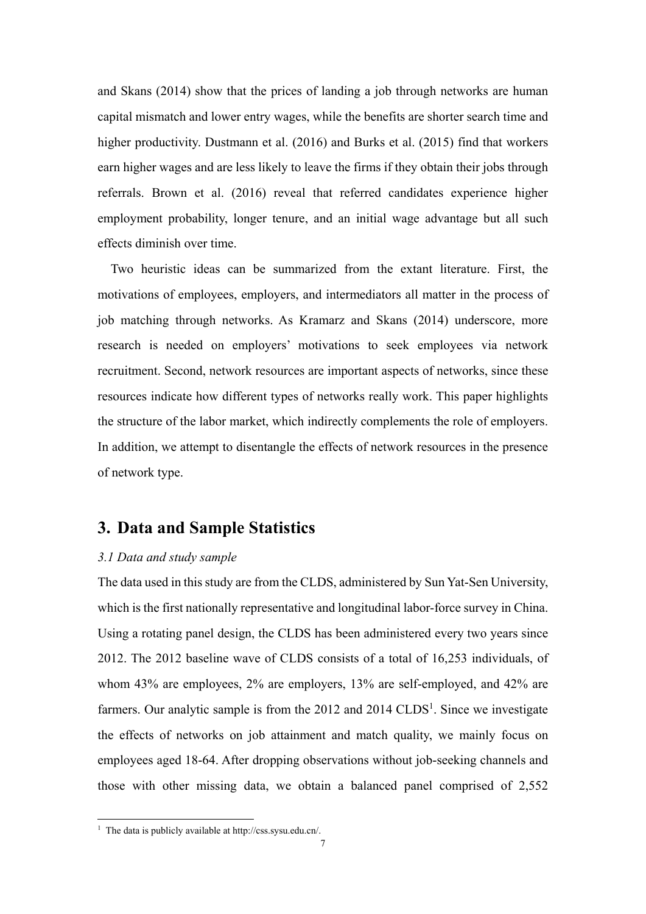and Skans (2014) show that the prices of landing a job through networks are human capital mismatch and lower entry wages, while the benefits are shorter search time and higher productivity. Dustmann et al. (2016) and Burks et al. (2015) find that workers earn higher wages and are less likely to leave the firms if they obtain their jobs through referrals. Brown et al. (2016) reveal that referred candidates experience higher employment probability, longer tenure, and an initial wage advantage but all such effects diminish over time.

Two heuristic ideas can be summarized from the extant literature. First, the motivations of employees, employers, and intermediators all matter in the process of job matching through networks. As Kramarz and Skans (2014) underscore, more research is needed on employers' motivations to seek employees via network recruitment. Second, network resources are important aspects of networks, since these resources indicate how different types of networks really work. This paper highlights the structure of the labor market, which indirectly complements the role of employers. In addition, we attempt to disentangle the effects of network resources in the presence of network type.

## 3. Data and Sample Statistics

### *3.1 Data and study sample*

The data used in this study are from the CLDS, administered by Sun Yat-Sen University, which is the first nationally representative and longitudinal labor-force survey in China. Using a rotating panel design, the CLDS has been administered every two years since 2012. The 2012 baseline wave of CLDS consists of a total of 16,253 individuals, of whom 43% are employees, 2% are employers, 13% are self-employed, and 42% are farmers. Our analytic sample is from the 2012 and 2014 CLDS[1]. Since we investigate the effects of networks on job attainment and match quality, we mainly focus on employees aged 18-64. After dropping observations without job-seeking channels and those with other missing data, we obtain a balanced panel comprised of 2,552

[1] The data is publicly available at http://css.sysu.edu.cn/.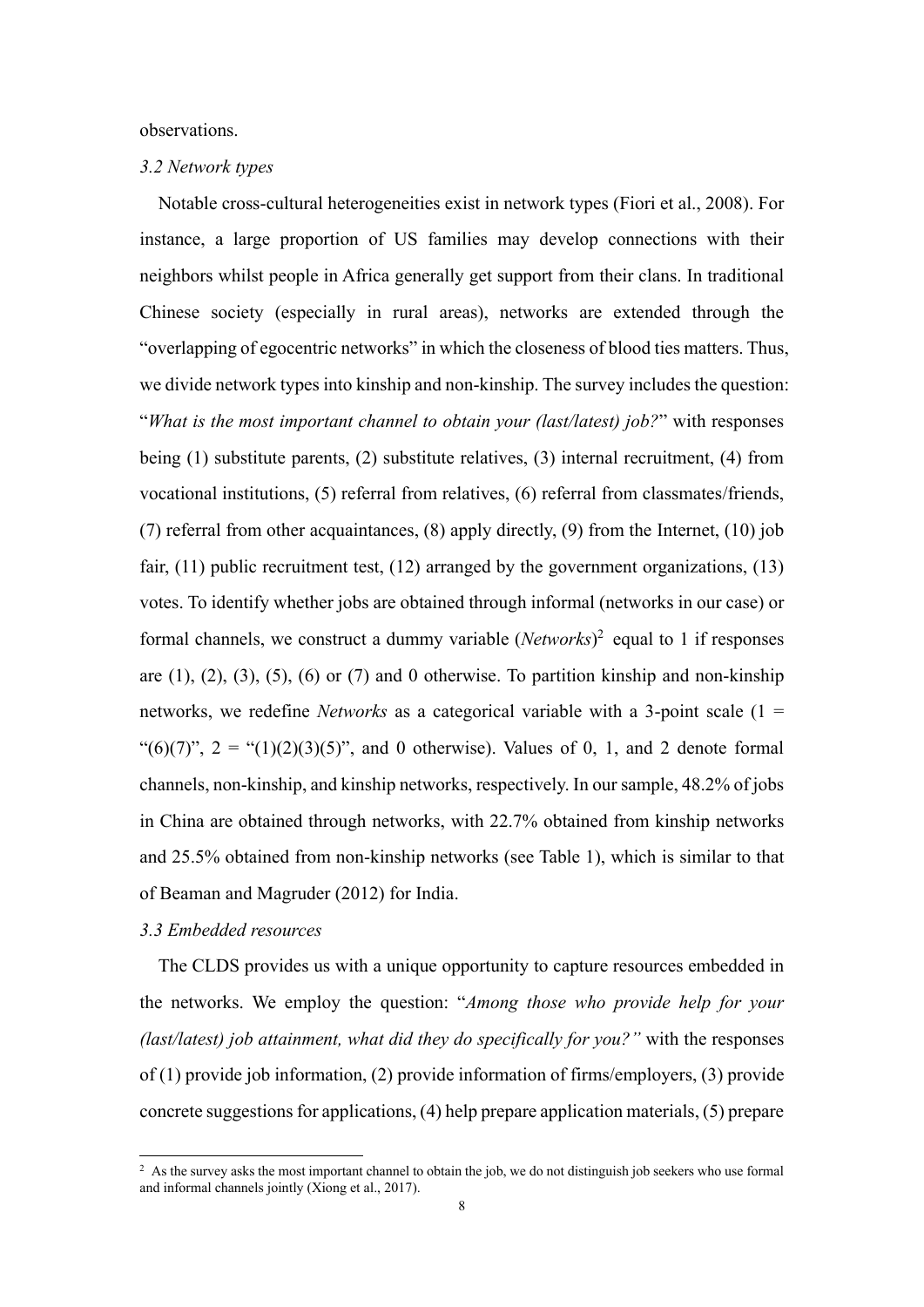observations.

### *3.2 Network types*

Notable cross-cultural heterogeneities exist in network types (Fiori et al., 2008). For instance, a large proportion of US families may develop connections with their neighbors whilst people in Africa generally get support from their clans. In traditional Chinese society (especially in rural areas), networks are extended through the "overlapping of egocentric networks" in which the closeness of blood ties matters. Thus, we divide network types into kinship and non-kinship. The survey includes the question: "*What is the most important channel to obtain your (last/latest) job?*" with responses being (1) substitute parents, (2) substitute relatives, (3) internal recruitment, (4) from vocational institutions, (5) referral from relatives, (6) referral from classmates/friends, (7) referral from other acquaintances, (8) apply directly, (9) from the Internet, (10) job fair, (11) public recruitment test, (12) arranged by the government organizations, (13) votes. To identify whether jobs are obtained through informal (networks in our case) or formal channels, we construct a dummy variable (*Networks*)[2] equal to 1 if responses are (1), (2), (3), (5), (6) or (7) and 0 otherwise. To partition kinship and non-kinship networks, we redefine *Networks* as a categorical variable with a 3-point scale (1 = "(6)(7)", 2 = "(1)(2)(3)(5)", and 0 otherwise). Values of 0, 1, and 2 denote formal channels, non-kinship, and kinship networks, respectively. In our sample, 48.2% of jobs in China are obtained through networks, with 22.7% obtained from kinship networks and 25.5% obtained from non-kinship networks (see Table 1), which is similar to that of Beaman and Magruder (2012) for India.

### *3.3 Embedded resources*

The CLDS provides us with a unique opportunity to capture resources embedded in the networks. We employ the question: "*Among those who provide help for your (last/latest) job attainment, what did they do specifically for you?"* with the responses of (1) provide job information, (2) provide information of firms/employers, (3) provide concrete suggestions for applications, (4) help prepare application materials, (5) prepare

[2] As the survey asks the most important channel to obtain the job, we do not distinguish job seekers who use formal and informal channels jointly (Xiong et al., 2017).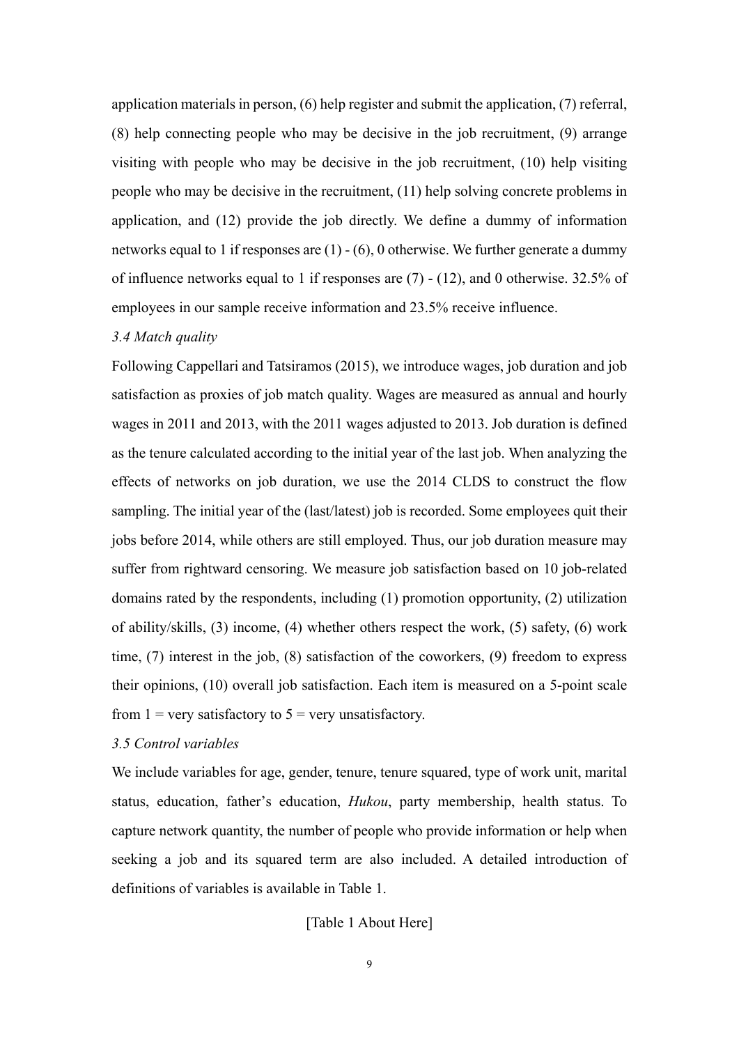application materials in person, (6) help register and submit the application, (7) referral, (8) help connecting people who may be decisive in the job recruitment, (9) arrange visiting with people who may be decisive in the job recruitment, (10) help visiting people who may be decisive in the recruitment, (11) help solving concrete problems in application, and (12) provide the job directly. We define a dummy of information networks equal to 1 if responses are (1) - (6), 0 otherwise. We further generate a dummy of influence networks equal to 1 if responses are (7) - (12), and 0 otherwise. 32.5% of employees in our sample receive information and 23.5% receive influence.

### *3.4 Match quality*

Following Cappellari and Tatsiramos (2015), we introduce wages, job duration and job satisfaction as proxies of job match quality. Wages are measured as annual and hourly wages in 2011 and 2013, with the 2011 wages adjusted to 2013. Job duration is defined as the tenure calculated according to the initial year of the last job. When analyzing the effects of networks on job duration, we use the 2014 CLDS to construct the flow sampling. The initial year of the (last/latest) job is recorded. Some employees quit their jobs before 2014, while others are still employed. Thus, our job duration measure may suffer from rightward censoring. We measure job satisfaction based on 10 job-related domains rated by the respondents, including (1) promotion opportunity, (2) utilization of ability/skills, (3) income, (4) whether others respect the work, (5) safety, (6) work time, (7) interest in the job, (8) satisfaction of the coworkers, (9) freedom to express their opinions, (10) overall job satisfaction. Each item is measured on a 5-point scale from 1 = very satisfactory to 5 = very unsatisfactory.

### *3.5 Control variables*

We include variables for age, gender, tenure, tenure squared, type of work unit, marital status, education, father's education, *Hukou*, party membership, health status. To capture network quantity, the number of people who provide information or help when seeking a job and its squared term are also included. A detailed introduction of definitions of variables is available in Table 1.

[Table 1 About Here]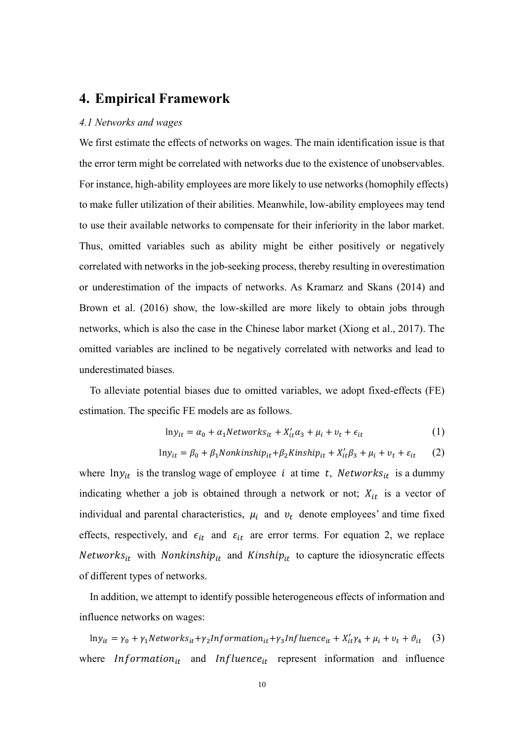# 4. Empirical Framework

### *4.1 Networks and wages*

We first estimate the effects of networks on wages. The main identification issue is that the error term might be correlated with networks due to the existence of unobservables. For instance, high-ability employees are more likely to use networks (homophily effects) to make fuller utilization of their abilities. Meanwhile, low-ability employees may tend to use their available networks to compensate for their inferiority in the labor market. Thus, omitted variables such as ability might be either positively or negatively correlated with networks in the job-seeking process, thereby resulting in overestimation or underestimation of the impacts of networks. As Kramarz and Skans (2014) and Brown et al. (2016) show, the low-skilled are more likely to obtain jobs through networks, which is also the case in the Chinese labor market (Xiong et al., 2017). The omitted variables are inclined to be negatively correlated with networks and lead to underestimated biases.

To alleviate potential biases due to omitted variables, we adopt fixed-effects (FE) estimation. The specific FE models are as follows.

$$\ln y_{it} = \alpha_0 + \alpha_1 Networks_{it} + X_{it}'\alpha_3 + \mu_i + \upsilon_t + \epsilon_{it} \quad (1)$$

$$\ln y_{it} = \beta_0 + \beta_1 Nonkinship_{it} + \beta_2 Kinship_{it} + X_{it}'\beta_3 + \mu_i + \upsilon_t + \varepsilon_{it} \quad (2)$$

where $\ln y_{it}$ is the translog wage of employee $i$ at time $t$, $Networks_{it}$ is a dummy indicating whether a job is obtained through a network or not; $X_{it}$ is a vector of individual and parental characteristics, $\mu_i$ and $\upsilon_t$ denote employees' and time fixed effects, respectively, and $\epsilon_{it}$ and $\varepsilon_{it}$ are error terms. For equation 2, we replace $Networks_{it}$ with $Nonkinship_{it}$ and $Kinship_{it}$ to capture the idiosyncratic effects of different types of networks.

In addition, we attempt to identify possible heterogeneous effects of information and influence networks on wages:

$$\ln y_{it} = \gamma_0 + \gamma_1 Networks_{it} + \gamma_2 Information_{it} + \gamma_3 Influence_{it} + X_{it}'\gamma_4 + \mu_i + \upsilon_t + \vartheta_{it} \quad (3)$$

where $Information_{it}$ and $Influence_{it}$ represent information and influence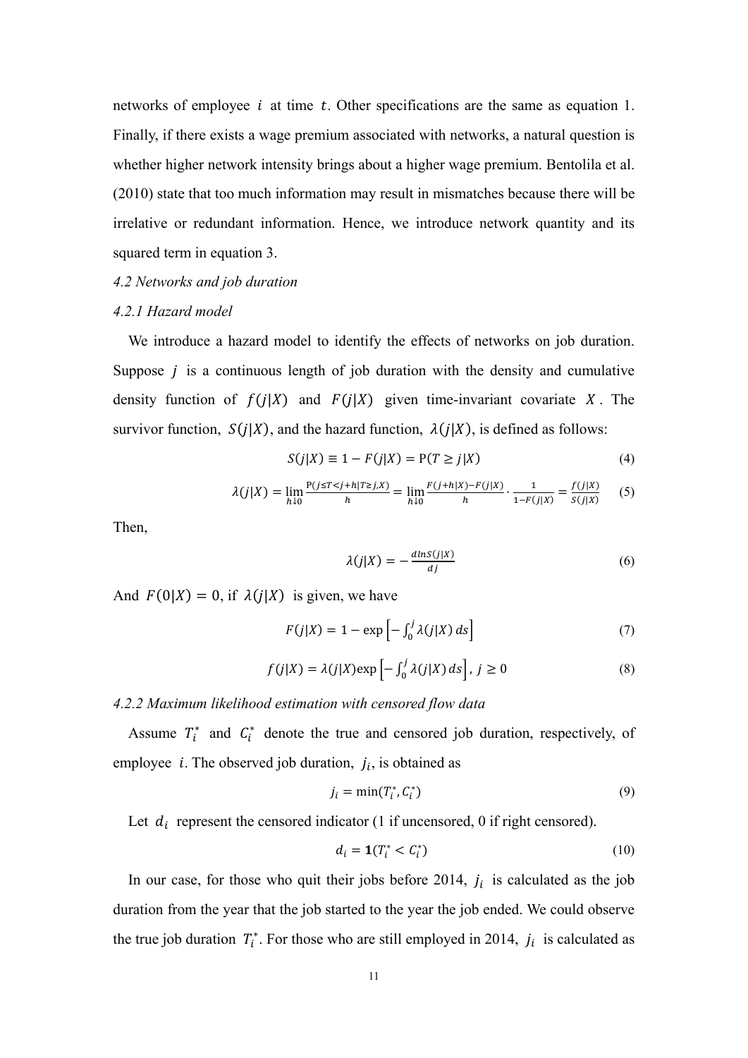networks of employee $i$ at time $t$. Other specifications are the same as equation 1. Finally, if there exists a wage premium associated with networks, a natural question is whether higher network intensity brings about a higher wage premium. Bentolila et al. (2010) state that too much information may result in mismatches because there will be irrelative or redundant information. Hence, we introduce network quantity and its squared term in equation 3.

*4.2 Networks and job duration*

*4.2.1 Hazard model*

We introduce a hazard model to identify the effects of networks on job duration. Suppose $j$ is a continuous length of job duration with the density and cumulative density function of $f(j|X)$ and $F(j|X)$ given time-invariant covariate $X$. The survivor function, $S(j|X)$, and the hazard function, $\lambda(j|X)$, is defined as follows:

$$S(j|X) \equiv 1 - F(j|X) = \mathrm{P}(T \geq j|X) \tag{4}$$

$$\lambda(j|X) = \lim_{h \downarrow 0} \frac{\mathrm{P}(j \leq T < j+h|T \geq j, X)}{h} = \lim_{h \downarrow 0} \frac{F(j+h|X) - F(j|X)}{h} \cdot \frac{1}{1-F(j|X)} = \frac{f(j|X)}{S(j|X)} \tag{5}$$

Then,

$$\lambda(j|X) = -\frac{d\ln S(j|X)}{dj} \tag{6}$$

And $F(0|X) = 0$, if $\lambda(j|X)$ is given, we have

$$F(j|X) = 1 - \exp\left[-\int_0^j \lambda(j|X)\, ds\right] \tag{7}$$

$$f(j|X) = \lambda(j|X)\exp\left[-\int_0^j \lambda(j|X)\, ds\right],\ j \geq 0 \tag{8}$$

*4.2.2 Maximum likelihood estimation with censored flow data*

Assume $T_i^*$ and $C_i^*$ denote the true and censored job duration, respectively, of employee $i$. The observed job duration, $j_i$, is obtained as

$$j_i = \min(T_i^*, C_i^*) \tag{9}$$

Let $d_i$ represent the censored indicator (1 if uncensored, 0 if right censored).

$$d_i = \mathbf{1}(T_i^* < C_i^*) \tag{10}$$

In our case, for those who quit their jobs before 2014, $j_i$ is calculated as the job duration from the year that the job started to the year the job ended. We could observe the true job duration $T_i^*$. For those who are still employed in 2014, $j_i$ is calculated as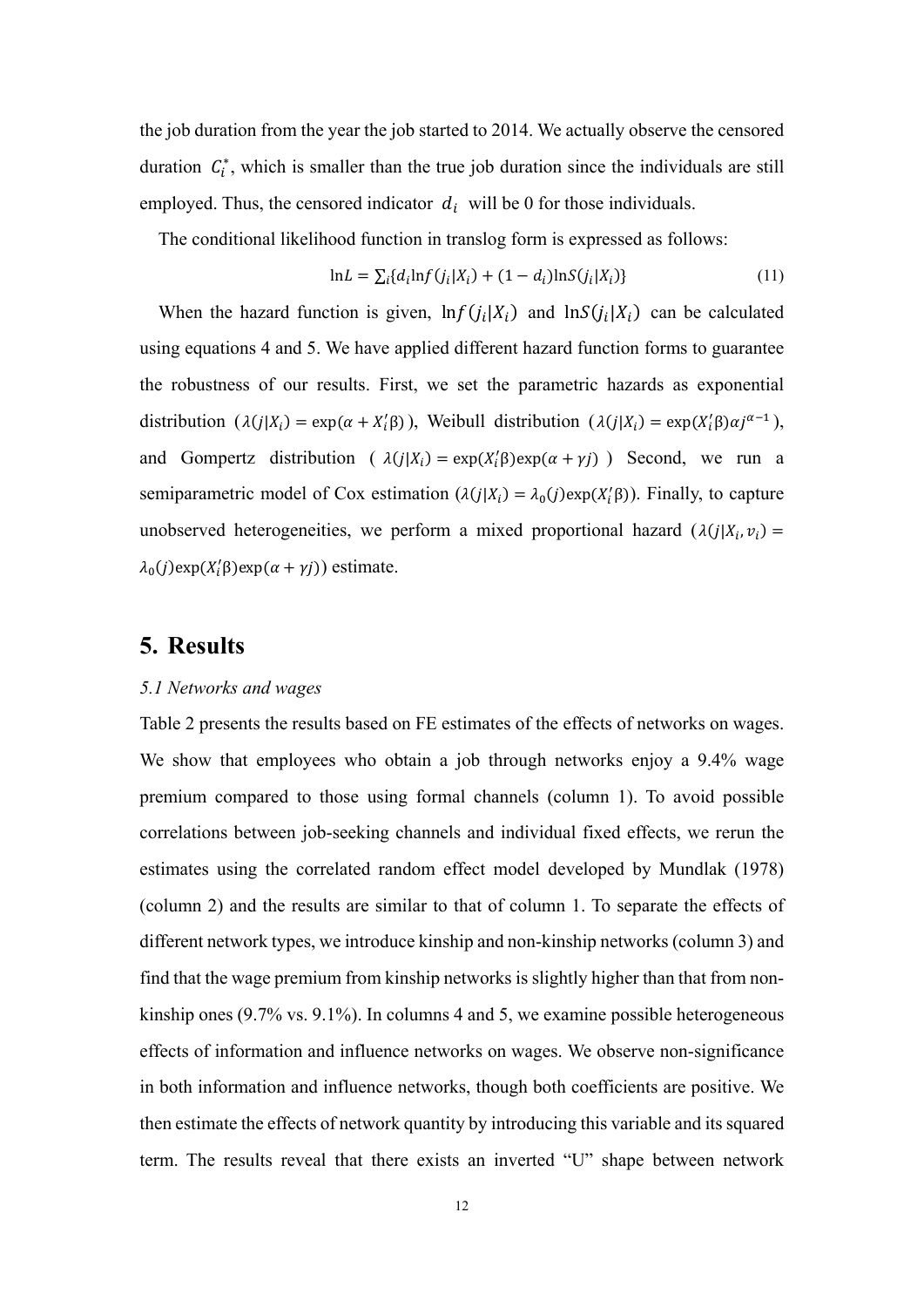the job duration from the year the job started to 2014. We actually observe the censored duration $C_i^*$, which is smaller than the true job duration since the individuals are still employed. Thus, the censored indicator $d_i$ will be 0 for those individuals.

The conditional likelihood function in translog form is expressed as follows:

$$\ln L = \sum_i \{d_i \ln f(j_i|X_i) + (1 - d_i)\ln S(j_i|X_i)\} \tag{11}$$

When the hazard function is given, $\ln f(j_i|X_i)$ and $\ln S(j_i|X_i)$ can be calculated using equations 4 and 5. We have applied different hazard function forms to guarantee the robustness of our results. First, we set the parametric hazards as exponential distribution ($\lambda(j|X_i) = \exp(\alpha + X_i'\beta)$), Weibull distribution ($\lambda(j|X_i) = \exp(X_i'\beta)\alpha j^{\alpha-1}$), and Gompertz distribution ( $\lambda(j|X_i) = \exp(X_i'\beta)\exp(\alpha + \gamma j)$ ) Second, we run a semiparametric model of Cox estimation ($\lambda(j|X_i) = \lambda_0(j)\exp(X_i'\beta)$). Finally, to capture unobserved heterogeneities, we perform a mixed proportional hazard ($\lambda(j|X_i, v_i) = \lambda_0(j)\exp(X_i'\beta)\exp(\alpha + \gamma j)$) estimate.

## 5. Results

*5.1 Networks and wages*

Table 2 presents the results based on FE estimates of the effects of networks on wages. We show that employees who obtain a job through networks enjoy a 9.4% wage premium compared to those using formal channels (column 1). To avoid possible correlations between job-seeking channels and individual fixed effects, we rerun the estimates using the correlated random effect model developed by Mundlak (1978) (column 2) and the results are similar to that of column 1. To separate the effects of different network types, we introduce kinship and non-kinship networks (column 3) and find that the wage premium from kinship networks is slightly higher than that from non-kinship ones (9.7% vs. 9.1%). In columns 4 and 5, we examine possible heterogeneous effects of information and influence networks on wages. We observe non-significance in both information and influence networks, though both coefficients are positive. We then estimate the effects of network quantity by introducing this variable and its squared term. The results reveal that there exists an inverted "U" shape between network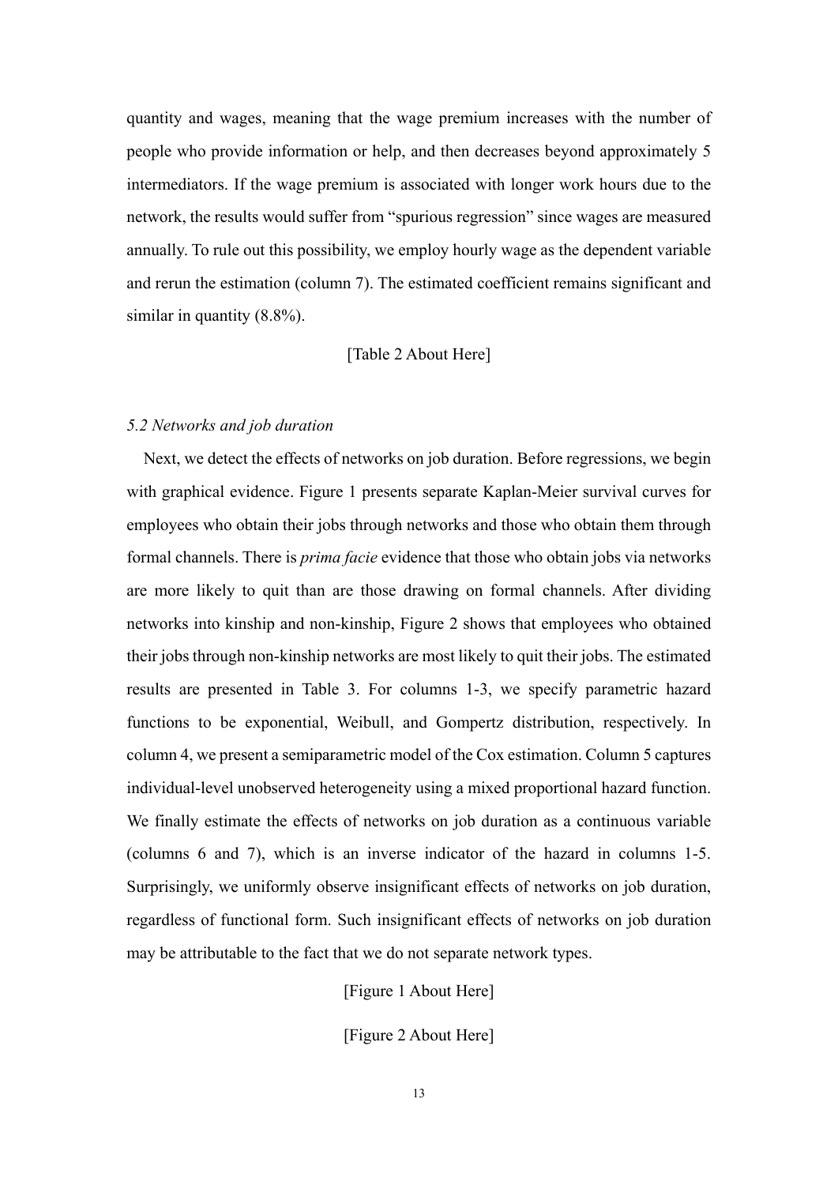quantity and wages, meaning that the wage premium increases with the number of people who provide information or help, and then decreases beyond approximately 5 intermediators. If the wage premium is associated with longer work hours due to the network, the results would suffer from "spurious regression" since wages are measured annually. To rule out this possibility, we employ hourly wage as the dependent variable and rerun the estimation (column 7). The estimated coefficient remains significant and similar in quantity (8.8%).

[Table 2 About Here]

### *5.2 Networks and job duration*

Next, we detect the effects of networks on job duration. Before regressions, we begin with graphical evidence. Figure 1 presents separate Kaplan-Meier survival curves for employees who obtain their jobs through networks and those who obtain them through formal channels. There is *prima facie* evidence that those who obtain jobs via networks are more likely to quit than are those drawing on formal channels. After dividing networks into kinship and non-kinship, Figure 2 shows that employees who obtained their jobs through non-kinship networks are most likely to quit their jobs. The estimated results are presented in Table 3. For columns 1-3, we specify parametric hazard functions to be exponential, Weibull, and Gompertz distribution, respectively. In column 4, we present a semiparametric model of the Cox estimation. Column 5 captures individual-level unobserved heterogeneity using a mixed proportional hazard function. We finally estimate the effects of networks on job duration as a continuous variable (columns 6 and 7), which is an inverse indicator of the hazard in columns 1-5. Surprisingly, we uniformly observe insignificant effects of networks on job duration, regardless of functional form. Such insignificant effects of networks on job duration may be attributable to the fact that we do not separate network types.

[Figure 1 About Here]

[Figure 2 About Here]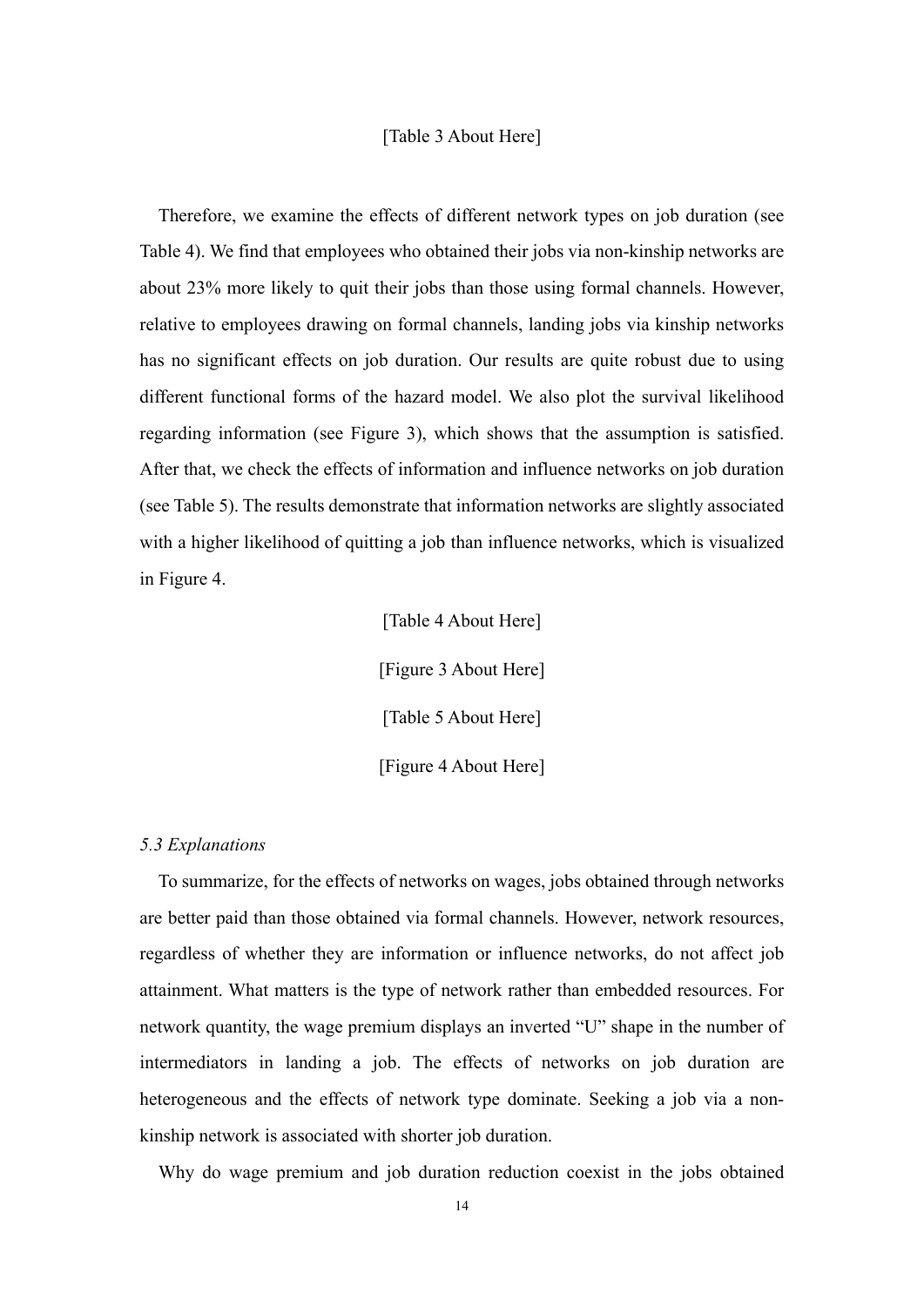[Table 3 About Here]

Therefore, we examine the effects of different network types on job duration (see Table 4). We find that employees who obtained their jobs via non-kinship networks are about 23% more likely to quit their jobs than those using formal channels. However, relative to employees drawing on formal channels, landing jobs via kinship networks has no significant effects on job duration. Our results are quite robust due to using different functional forms of the hazard model. We also plot the survival likelihood regarding information (see Figure 3), which shows that the assumption is satisfied. After that, we check the effects of information and influence networks on job duration (see Table 5). The results demonstrate that information networks are slightly associated with a higher likelihood of quitting a job than influence networks, which is visualized in Figure 4.

[Table 4 About Here]

[Figure 3 About Here]

[Table 5 About Here]

[Figure 4 About Here]

*5.3 Explanations*

To summarize, for the effects of networks on wages, jobs obtained through networks are better paid than those obtained via formal channels. However, network resources, regardless of whether they are information or influence networks, do not affect job attainment. What matters is the type of network rather than embedded resources. For network quantity, the wage premium displays an inverted "U" shape in the number of intermediators in landing a job. The effects of networks on job duration are heterogeneous and the effects of network type dominate. Seeking a job via a non-kinship network is associated with shorter job duration.

Why do wage premium and job duration reduction coexist in the jobs obtained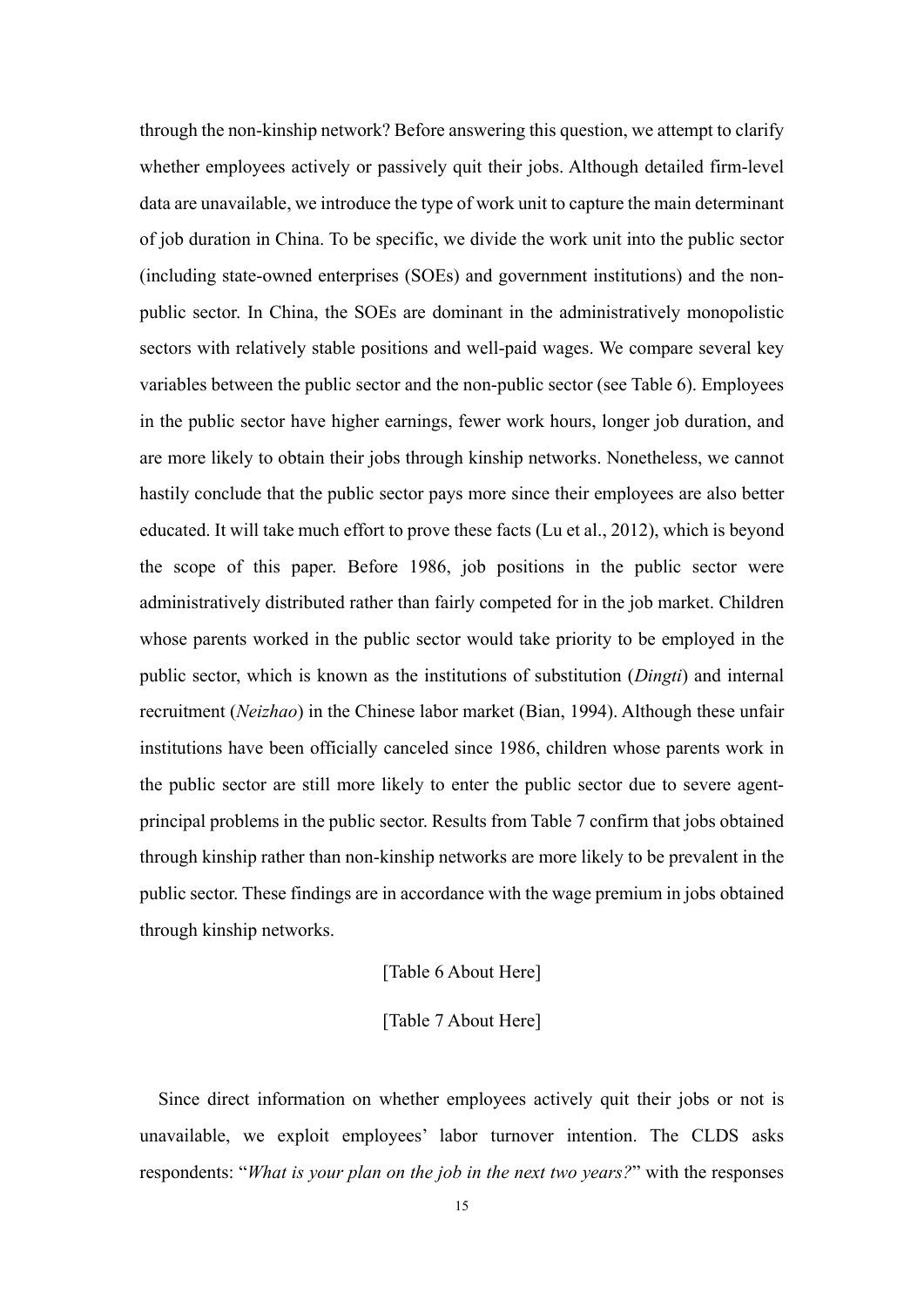through the non-kinship network? Before answering this question, we attempt to clarify whether employees actively or passively quit their jobs. Although detailed firm-level data are unavailable, we introduce the type of work unit to capture the main determinant of job duration in China. To be specific, we divide the work unit into the public sector (including state-owned enterprises (SOEs) and government institutions) and the non-public sector. In China, the SOEs are dominant in the administratively monopolistic sectors with relatively stable positions and well-paid wages. We compare several key variables between the public sector and the non-public sector (see Table 6). Employees in the public sector have higher earnings, fewer work hours, longer job duration, and are more likely to obtain their jobs through kinship networks. Nonetheless, we cannot hastily conclude that the public sector pays more since their employees are also better educated. It will take much effort to prove these facts (Lu et al., 2012), which is beyond the scope of this paper. Before 1986, job positions in the public sector were administratively distributed rather than fairly competed for in the job market. Children whose parents worked in the public sector would take priority to be employed in the public sector, which is known as the institutions of substitution (*Dingti*) and internal recruitment (*Neizhao*) in the Chinese labor market (Bian, 1994). Although these unfair institutions have been officially canceled since 1986, children whose parents work in the public sector are still more likely to enter the public sector due to severe agent-principal problems in the public sector. Results from Table 7 confirm that jobs obtained through kinship rather than non-kinship networks are more likely to be prevalent in the public sector. These findings are in accordance with the wage premium in jobs obtained through kinship networks.

[Table 6 About Here]

[Table 7 About Here]

Since direct information on whether employees actively quit their jobs or not is unavailable, we exploit employees' labor turnover intention. The CLDS asks respondents: "*What is your plan on the job in the next two years?*" with the responses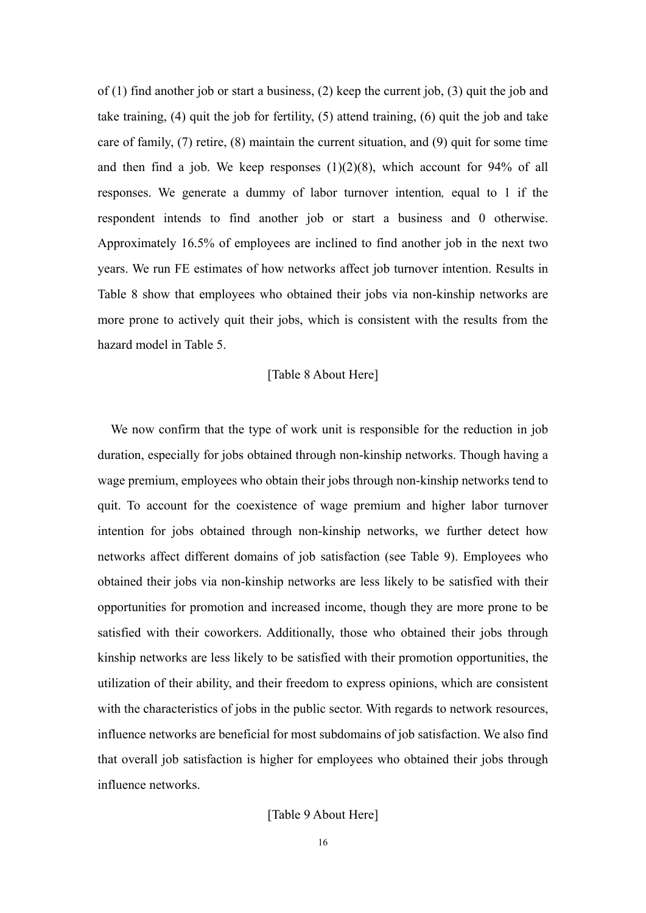of (1) find another job or start a business, (2) keep the current job, (3) quit the job and take training, (4) quit the job for fertility, (5) attend training, (6) quit the job and take care of family, (7) retire, (8) maintain the current situation, and (9) quit for some time and then find a job. We keep responses (1)(2)(8), which account for 94% of all responses. We generate a dummy of labor turnover intention*,* equal to 1 if the respondent intends to find another job or start a business and 0 otherwise. Approximately 16.5% of employees are inclined to find another job in the next two years. We run FE estimates of how networks affect job turnover intention. Results in Table 8 show that employees who obtained their jobs via non-kinship networks are more prone to actively quit their jobs, which is consistent with the results from the hazard model in Table 5.

[Table 8 About Here]

We now confirm that the type of work unit is responsible for the reduction in job duration, especially for jobs obtained through non-kinship networks. Though having a wage premium, employees who obtain their jobs through non-kinship networks tend to quit. To account for the coexistence of wage premium and higher labor turnover intention for jobs obtained through non-kinship networks, we further detect how networks affect different domains of job satisfaction (see Table 9). Employees who obtained their jobs via non-kinship networks are less likely to be satisfied with their opportunities for promotion and increased income, though they are more prone to be satisfied with their coworkers. Additionally, those who obtained their jobs through kinship networks are less likely to be satisfied with their promotion opportunities, the utilization of their ability, and their freedom to express opinions, which are consistent with the characteristics of jobs in the public sector. With regards to network resources, influence networks are beneficial for most subdomains of job satisfaction. We also find that overall job satisfaction is higher for employees who obtained their jobs through influence networks.

[Table 9 About Here]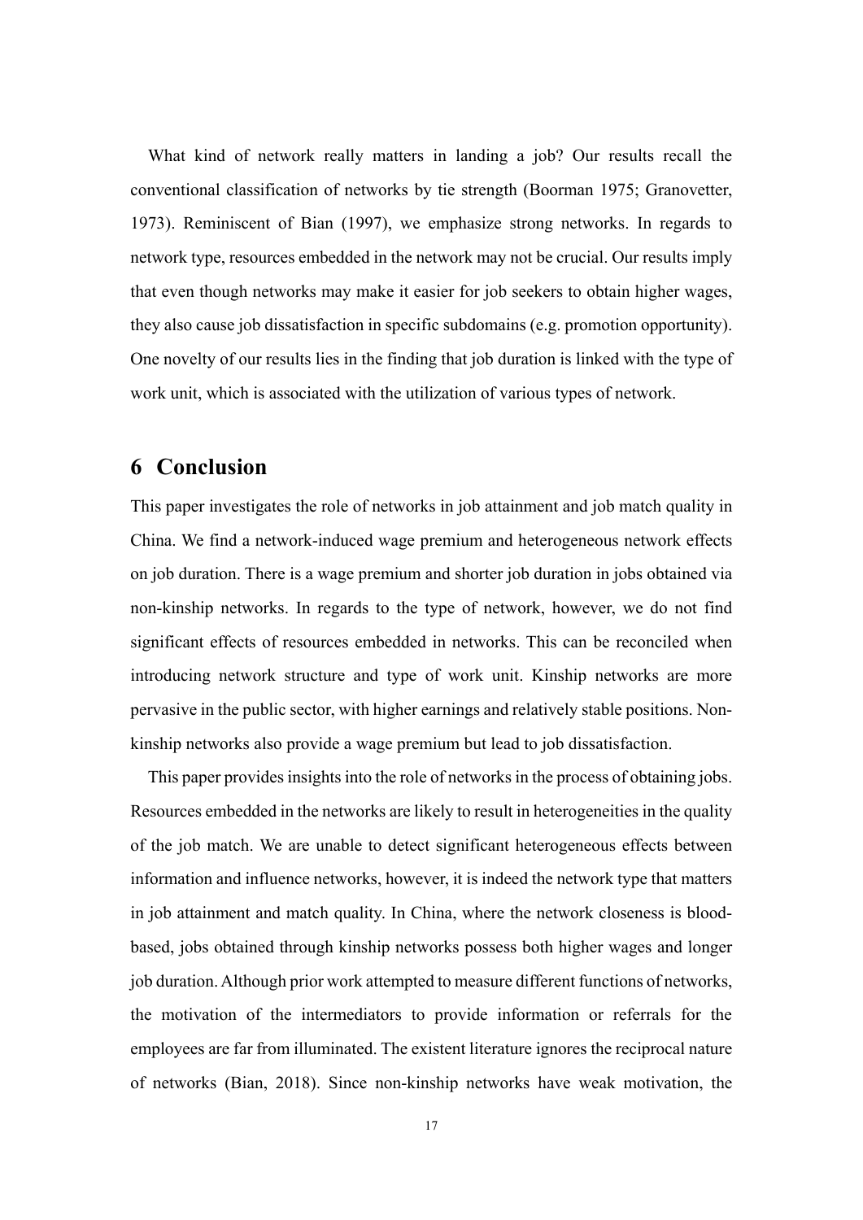What kind of network really matters in landing a job? Our results recall the conventional classification of networks by tie strength (Boorman 1975; Granovetter, 1973). Reminiscent of Bian (1997), we emphasize strong networks. In regards to network type, resources embedded in the network may not be crucial. Our results imply that even though networks may make it easier for job seekers to obtain higher wages, they also cause job dissatisfaction in specific subdomains (e.g. promotion opportunity). One novelty of our results lies in the finding that job duration is linked with the type of work unit, which is associated with the utilization of various types of network.

## 6 Conclusion

This paper investigates the role of networks in job attainment and job match quality in China. We find a network-induced wage premium and heterogeneous network effects on job duration. There is a wage premium and shorter job duration in jobs obtained via non-kinship networks. In regards to the type of network, however, we do not find significant effects of resources embedded in networks. This can be reconciled when introducing network structure and type of work unit. Kinship networks are more pervasive in the public sector, with higher earnings and relatively stable positions. Non-kinship networks also provide a wage premium but lead to job dissatisfaction.

This paper provides insights into the role of networks in the process of obtaining jobs. Resources embedded in the networks are likely to result in heterogeneities in the quality of the job match. We are unable to detect significant heterogeneous effects between information and influence networks, however, it is indeed the network type that matters in job attainment and match quality. In China, where the network closeness is blood-based, jobs obtained through kinship networks possess both higher wages and longer job duration. Although prior work attempted to measure different functions of networks, the motivation of the intermediators to provide information or referrals for the employees are far from illuminated. The existent literature ignores the reciprocal nature of networks (Bian, 2018). Since non-kinship networks have weak motivation, the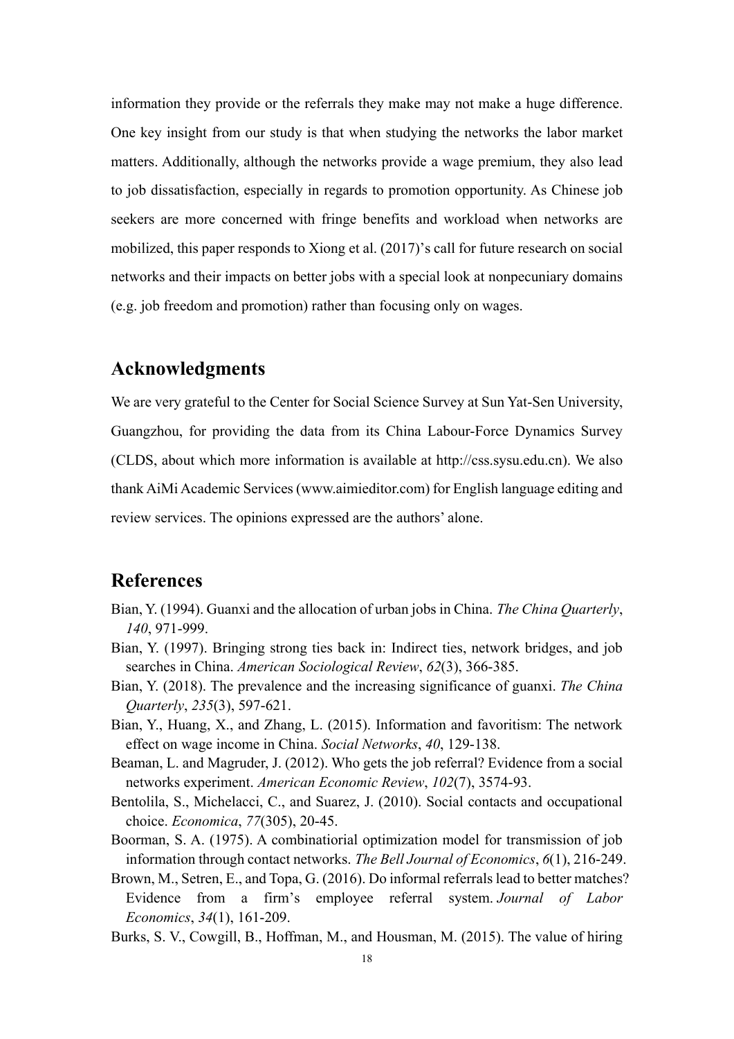information they provide or the referrals they make may not make a huge difference. One key insight from our study is that when studying the networks the labor market matters. Additionally, although the networks provide a wage premium, they also lead to job dissatisfaction, especially in regards to promotion opportunity. As Chinese job seekers are more concerned with fringe benefits and workload when networks are mobilized, this paper responds to Xiong et al. (2017)'s call for future research on social networks and their impacts on better jobs with a special look at nonpecuniary domains (e.g. job freedom and promotion) rather than focusing only on wages.

## Acknowledgments

We are very grateful to the Center for Social Science Survey at Sun Yat-Sen University, Guangzhou, for providing the data from its China Labour-Force Dynamics Survey (CLDS, about which more information is available at http://css.sysu.edu.cn). We also thank AiMi Academic Services (www.aimieditor.com) for English language editing and review services. The opinions expressed are the authors' alone.

## References

Bian, Y. (1994). Guanxi and the allocation of urban jobs in China. *The China Quarterly*, *140*, 971-999.

Bian, Y. (1997). Bringing strong ties back in: Indirect ties, network bridges, and job searches in China. *American Sociological Review*, *62*(3), 366-385.

Bian, Y. (2018). The prevalence and the increasing significance of guanxi. *The China Quarterly*, *235*(3), 597-621.

Bian, Y., Huang, X., and Zhang, L. (2015). Information and favoritism: The network effect on wage income in China. *Social Networks*, *40*, 129-138.

Beaman, L. and Magruder, J. (2012). Who gets the job referral? Evidence from a social networks experiment. *American Economic Review*, *102*(7), 3574-93.

Bentolila, S., Michelacci, C., and Suarez, J. (2010). Social contacts and occupational choice. *Economica*, *77*(305), 20-45.

Boorman, S. A. (1975). A combinatiorial optimization model for transmission of job information through contact networks. *The Bell Journal of Economics*, *6*(1), 216-249.

Brown, M., Setren, E., and Topa, G. (2016). Do informal referrals lead to better matches? Evidence from a firm's employee referral system. *Journal of Labor Economics*, *34*(1), 161-209.

Burks, S. V., Cowgill, B., Hoffman, M., and Housman, M. (2015). The value of hiring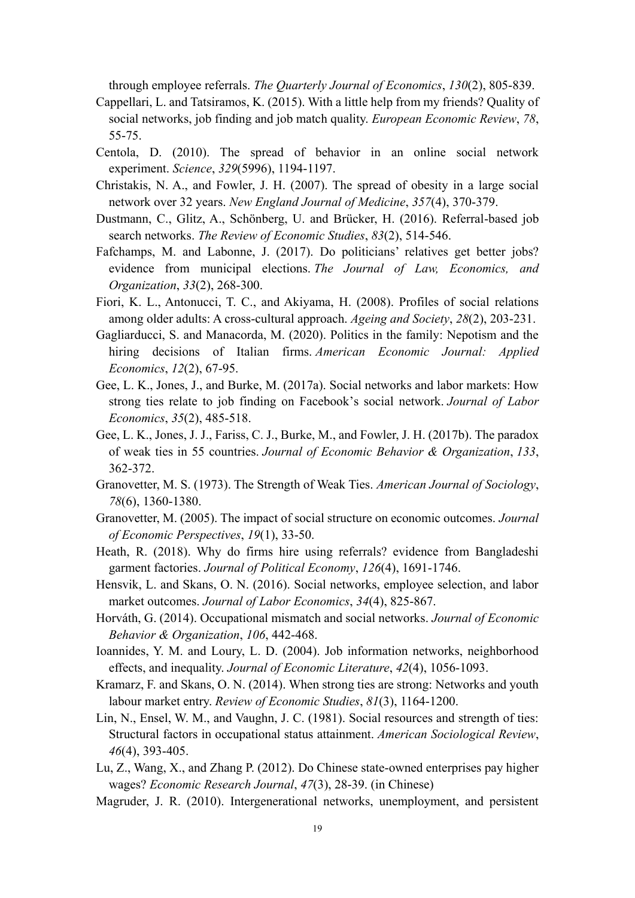through employee referrals. *The Quarterly Journal of Economics*, *130*(2), 805-839.

Cappellari, L. and Tatsiramos, K. (2015). With a little help from my friends? Quality of social networks, job finding and job match quality. *European Economic Review*, *78*, 55-75.

Centola, D. (2010). The spread of behavior in an online social network experiment. *Science*, *329*(5996), 1194-1197.

Christakis, N. A., and Fowler, J. H. (2007). The spread of obesity in a large social network over 32 years. *New England Journal of Medicine*, *357*(4), 370-379.

Dustmann, C., Glitz, A., Schönberg, U. and Brücker, H. (2016). Referral-based job search networks. *The Review of Economic Studies*, *83*(2), 514-546.

Fafchamps, M. and Labonne, J. (2017). Do politicians' relatives get better jobs? evidence from municipal elections. *The Journal of Law, Economics, and Organization*, *33*(2), 268-300.

Fiori, K. L., Antonucci, T. C., and Akiyama, H. (2008). Profiles of social relations among older adults: A cross-cultural approach. *Ageing and Society*, *28*(2), 203-231.

Gagliarducci, S. and Manacorda, M. (2020). Politics in the family: Nepotism and the hiring decisions of Italian firms. *American Economic Journal: Applied Economics*, *12*(2), 67-95.

Gee, L. K., Jones, J., and Burke, M. (2017a). Social networks and labor markets: How strong ties relate to job finding on Facebook's social network. *Journal of Labor Economics*, *35*(2), 485-518.

Gee, L. K., Jones, J. J., Fariss, C. J., Burke, M., and Fowler, J. H. (2017b). The paradox of weak ties in 55 countries. *Journal of Economic Behavior & Organization*, *133*, 362-372.

Granovetter, M. S. (1973). The Strength of Weak Ties. *American Journal of Sociology*, *78*(6), 1360-1380.

Granovetter, M. (2005). The impact of social structure on economic outcomes. *Journal of Economic Perspectives*, *19*(1), 33-50.

Heath, R. (2018). Why do firms hire using referrals? evidence from Bangladeshi garment factories. *Journal of Political Economy*, *126*(4), 1691-1746.

Hensvik, L. and Skans, O. N. (2016). Social networks, employee selection, and labor market outcomes. *Journal of Labor Economics*, *34*(4), 825-867.

Horváth, G. (2014). Occupational mismatch and social networks. *Journal of Economic Behavior & Organization*, *106*, 442-468.

Ioannides, Y. M. and Loury, L. D. (2004). Job information networks, neighborhood effects, and inequality. *Journal of Economic Literature*, *42*(4), 1056-1093.

Kramarz, F. and Skans, O. N. (2014). When strong ties are strong: Networks and youth labour market entry. *Review of Economic Studies*, *81*(3), 1164-1200.

Lin, N., Ensel, W. M., and Vaughn, J. C. (1981). Social resources and strength of ties: Structural factors in occupational status attainment. *American Sociological Review*, *46*(4), 393-405.

Lu, Z., Wang, X., and Zhang P. (2012). Do Chinese state-owned enterprises pay higher wages? *Economic Research Journal*, *47*(3), 28-39. (in Chinese)

Magruder, J. R. (2010). Intergenerational networks, unemployment, and persistent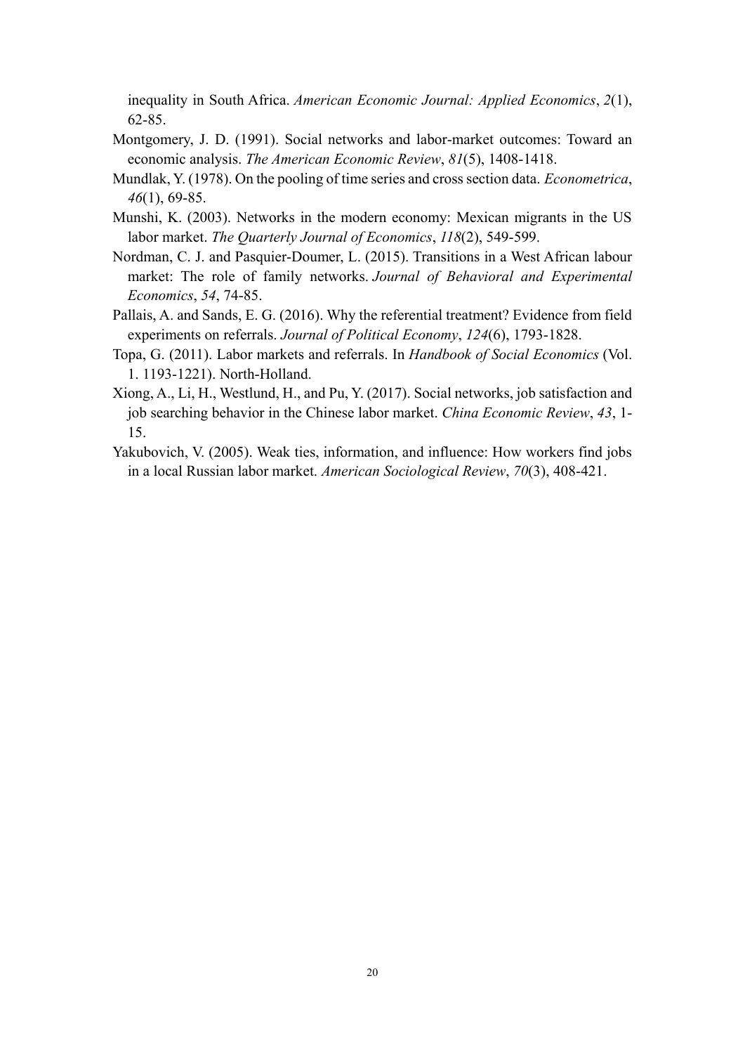inequality in South Africa. *American Economic Journal: Applied Economics*, *2*(1), 62-85.

Montgomery, J. D. (1991). Social networks and labor-market outcomes: Toward an economic analysis. *The American Economic Review*, *81*(5), 1408-1418.

Mundlak, Y. (1978). On the pooling of time series and cross section data. *Econometrica*, *46*(1), 69-85.

Munshi, K. (2003). Networks in the modern economy: Mexican migrants in the US labor market. *The Quarterly Journal of Economics*, *118*(2), 549-599.

Nordman, C. J. and Pasquier-Doumer, L. (2015). Transitions in a West African labour market: The role of family networks. *Journal of Behavioral and Experimental Economics*, *54*, 74-85.

Pallais, A. and Sands, E. G. (2016). Why the referential treatment? Evidence from field experiments on referrals. *Journal of Political Economy*, *124*(6), 1793-1828.

Topa, G. (2011). Labor markets and referrals. In *Handbook of Social Economics* (Vol. 1. 1193-1221). North-Holland.

Xiong, A., Li, H., Westlund, H., and Pu, Y. (2017). Social networks, job satisfaction and job searching behavior in the Chinese labor market. *China Economic Review*, *43*, 1-15.

Yakubovich, V. (2005). Weak ties, information, and influence: How workers find jobs in a local Russian labor market. *American Sociological Review*, *70*(3), 408-421.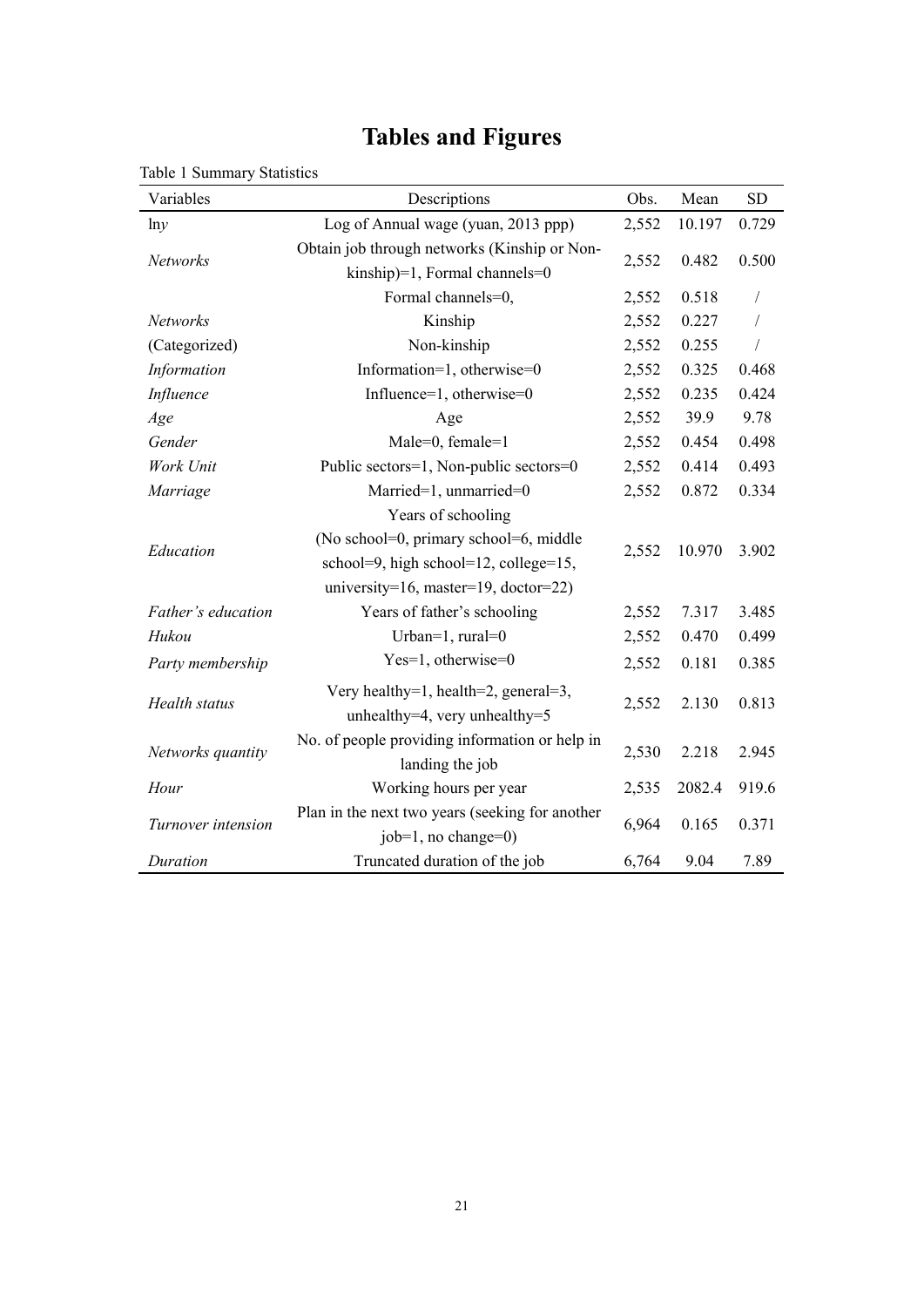# Tables and Figures

Table 1 Summary Statistics

| Variables | Descriptions | Obs. | Mean | SD |
|---|---|---|---|---|
| ln*y* | Log of Annual wage (yuan, 2013 ppp) | 2,552 | 10.197 | 0.729 |
| *Networks* | Obtain job through networks (Kinship or Non-kinship)=1, Formal channels=0 | 2,552 | 0.482 | 0.500 |
| | Formal channels=0, | 2,552 | 0.518 | / |
| *Networks* | Kinship | 2,552 | 0.227 | / |
| (Categorized) | Non-kinship | 2,552 | 0.255 | / |
| *Information* | Information=1, otherwise=0 | 2,552 | 0.325 | 0.468 |
| *Influence* | Influence=1, otherwise=0 | 2,552 | 0.235 | 0.424 |
| *Age* | Age | 2,552 | 39.9 | 9.78 |
| *Gender* | Male=0, female=1 | 2,552 | 0.454 | 0.498 |
| *Work Unit* | Public sectors=1, Non-public sectors=0 | 2,552 | 0.414 | 0.493 |
| *Marriage* | Married=1, unmarried=0 | 2,552 | 0.872 | 0.334 |
| *Education* | Years of schooling (No school=0, primary school=6, middle school=9, high school=12, college=15, university=16, master=19, doctor=22) | 2,552 | 10.970 | 3.902 |
| *Father's education* | Years of father's schooling | 2,552 | 7.317 | 3.485 |
| *Hukou* | Urban=1, rural=0 | 2,552 | 0.470 | 0.499 |
| *Party membership* | Yes=1, otherwise=0 | 2,552 | 0.181 | 0.385 |
| *Health status* | Very healthy=1, health=2, general=3, unhealthy=4, very unhealthy=5 | 2,552 | 2.130 | 0.813 |
| *Networks quantity* | No. of people providing information or help in landing the job | 2,530 | 2.218 | 2.945 |
| *Hour* | Working hours per year | 2,535 | 2082.4 | 919.6 |
| *Turnover intension* | Plan in the next two years (seeking for another job=1, no change=0) | 6,964 | 0.165 | 0.371 |
| *Duration* | Truncated duration of the job | 6,764 | 9.04 | 7.89 |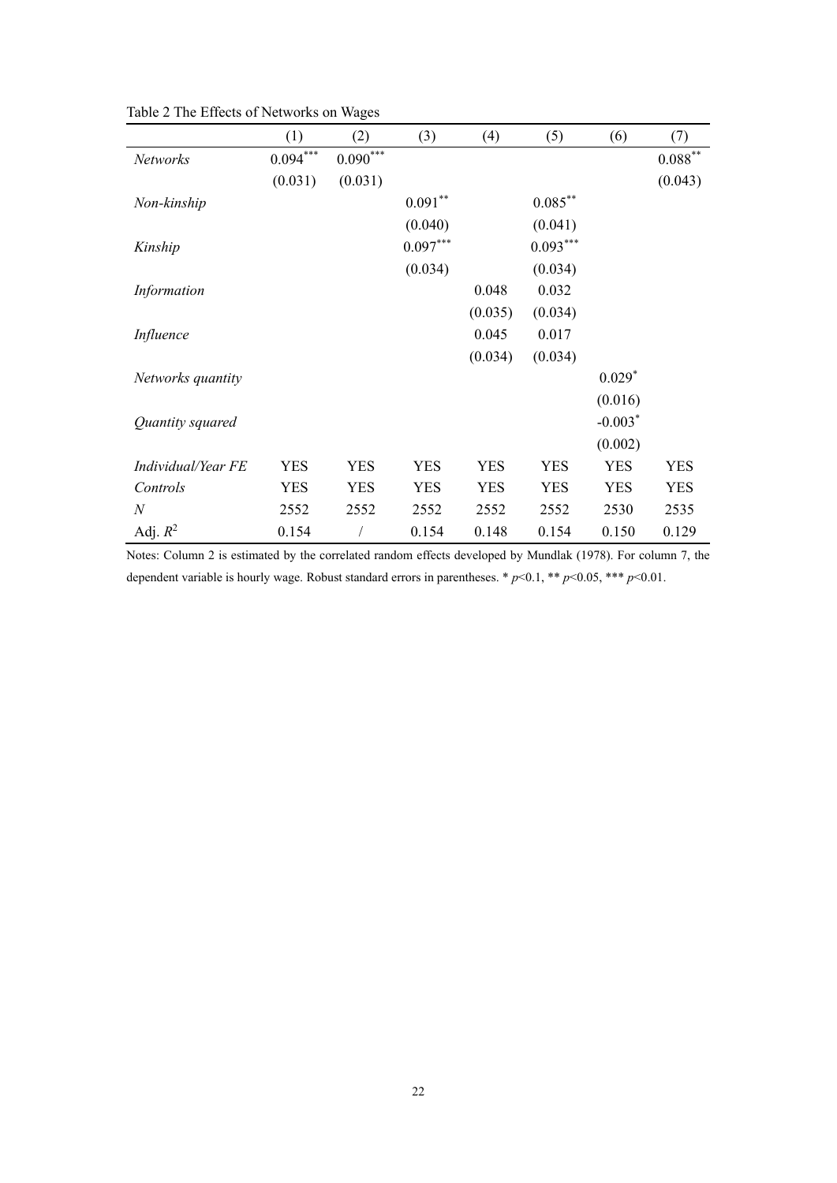Table 2 The Effects of Networks on Wages

| | (1) | (2) | (3) | (4) | (5) | (6) | (7) |
|---|---|---|---|---|---|---|---|
| *Networks* | $0.094^{***}$ | $0.090^{***}$ | | | | | $0.088^{**}$ |
| | (0.031) | (0.031) | | | | | (0.043) |
| *Non-kinship* | | | $0.091^{**}$ | | $0.085^{**}$ | | |
| | | | (0.040) | | (0.041) | | |
| *Kinship* | | | $0.097^{***}$ | | $0.093^{***}$ | | |
| | | | (0.034) | | (0.034) | | |
| *Information* | | | | 0.048 | 0.032 | | |
| | | | | (0.035) | (0.034) | | |
| *Influence* | | | | 0.045 | 0.017 | | |
| | | | | (0.034) | (0.034) | | |
| *Networks quantity* | | | | | | $0.029^{*}$ | |
| | | | | | | (0.016) | |
| *Quantity squared* | | | | | | $-0.003^{*}$ | |
| | | | | | | (0.002) | |
| *Individual/Year FE* | YES | YES | YES | YES | YES | YES | YES |
| *Controls* | YES | YES | YES | YES | YES | YES | YES |
| $N$ | 2552 | 2552 | 2552 | 2552 | 2552 | 2530 | 2535 |
| Adj. $R^2$ | 0.154 | / | 0.154 | 0.148 | 0.154 | 0.150 | 0.129 |

Notes: Column 2 is estimated by the correlated random effects developed by Mundlak (1978). For column 7, the dependent variable is hourly wage. Robust standard errors in parentheses. * $p$<0.1, ** $p$<0.05, *** $p$<0.01.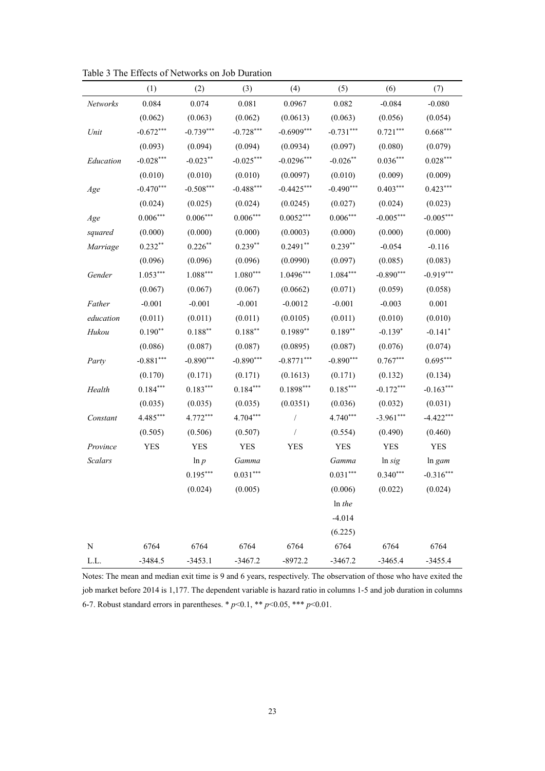Table 3 The Effects of Networks on Job Duration

| | (1) | (2) | (3) | (4) | (5) | (6) | (7) |
|---|---|---|---|---|---|---|---|
| *Networks* | 0.084 | 0.074 | 0.081 | 0.0967 | 0.082 | -0.084 | -0.080 |
| | (0.062) | (0.063) | (0.062) | (0.0613) | (0.063) | (0.056) | (0.054) |
| *Unit* | -0.672*** | -0.739*** | -0.728*** | -0.6909*** | -0.731*** | 0.721*** | 0.668*** |
| | (0.093) | (0.094) | (0.094) | (0.0934) | (0.097) | (0.080) | (0.079) |
| *Education* | -0.028*** | -0.023** | -0.025*** | -0.0296*** | -0.026** | 0.036*** | 0.028*** |
| | (0.010) | (0.010) | (0.010) | (0.0097) | (0.010) | (0.009) | (0.009) |
| *Age* | -0.470*** | -0.508*** | -0.488*** | -0.4425*** | -0.490*** | 0.403*** | 0.423*** |
| | (0.024) | (0.025) | (0.024) | (0.0245) | (0.027) | (0.024) | (0.023) |
| *Age squared* | 0.006*** | 0.006*** | 0.006*** | 0.0052*** | 0.006*** | -0.005*** | -0.005*** |
| | (0.000) | (0.000) | (0.000) | (0.0003) | (0.000) | (0.000) | (0.000) |
| *Marriage* | 0.232** | 0.226** | 0.239** | 0.2491** | 0.239** | -0.054 | -0.116 |
| | (0.096) | (0.096) | (0.096) | (0.0990) | (0.097) | (0.085) | (0.083) |
| *Gender* | 1.053*** | 1.088*** | 1.080*** | 1.0496*** | 1.084*** | -0.890*** | -0.919*** |
| | (0.067) | (0.067) | (0.067) | (0.0662) | (0.071) | (0.059) | (0.058) |
| *Father education* | -0.001 | -0.001 | -0.001 | -0.0012 | -0.001 | -0.003 | 0.001 |
| | (0.011) | (0.011) | (0.011) | (0.0105) | (0.011) | (0.010) | (0.010) |
| *Hukou* | 0.190** | 0.188** | 0.188** | 0.1989** | 0.189** | -0.139* | -0.141* |
| | (0.086) | (0.087) | (0.087) | (0.0895) | (0.087) | (0.076) | (0.074) |
| *Party* | -0.881*** | -0.890*** | -0.890*** | -0.8771*** | -0.890*** | 0.767*** | 0.695*** |
| | (0.170) | (0.171) | (0.171) | (0.1613) | (0.171) | (0.132) | (0.134) |
| *Health* | 0.184*** | 0.183*** | 0.184*** | 0.1898*** | 0.185*** | -0.172*** | -0.163*** |
| | (0.035) | (0.035) | (0.035) | (0.0351) | (0.036) | (0.032) | (0.031) |
| *Constant* | 4.485*** | 4.772*** | 4.704*** | / | 4.740*** | -3.961*** | -4.422*** |
| | (0.505) | (0.506) | (0.507) | / | (0.554) | (0.490) | (0.460) |
| *Province* | YES | YES | YES | YES | YES | YES | YES |
| *Scalars* | | ln *p* | *Gamma* | | *Gamma* | ln *sig* | ln *gam* |
| | | 0.195*** | 0.031*** | | 0.031*** | 0.340*** | -0.316*** |
| | | (0.024) | (0.005) | | (0.006) | (0.022) | (0.024) |
| | | | | | ln *the* | | |
| | | | | | -4.014 | | |
| | | | | | (6.225) | | |
| N | 6764 | 6764 | 6764 | 6764 | 6764 | 6764 | 6764 |
| L.L. | -3484.5 | -3453.1 | -3467.2 | -8972.2 | -3467.2 | -3465.4 | -3455.4 |

Notes: The mean and median exit time is 9 and 6 years, respectively. The observation of those who have exited the job market before 2014 is 1,177. The dependent variable is hazard ratio in columns 1-5 and job duration in columns 6-7. Robust standard errors in parentheses. * $p<0.1$, ** $p<0.05$, *** $p<0.01$.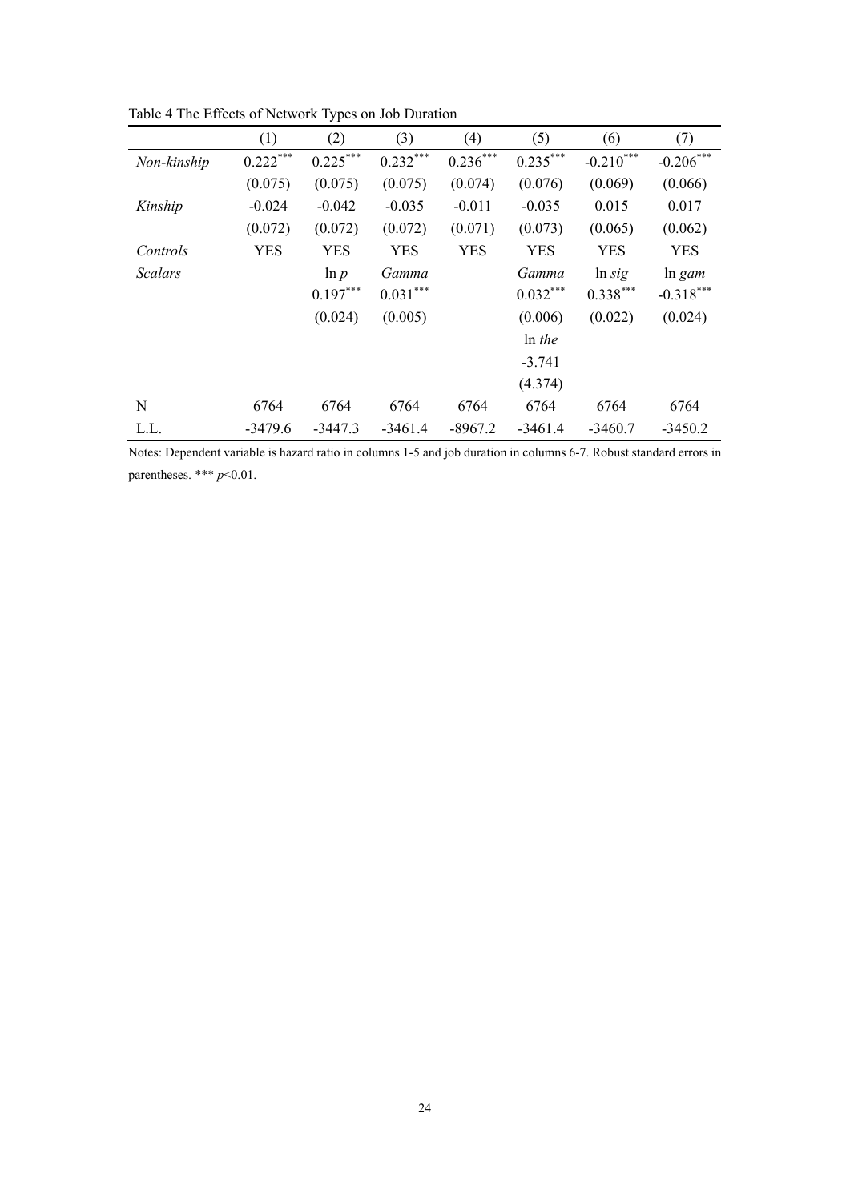Table 4 The Effects of Network Types on Job Duration

| | (1) | (2) | (3) | (4) | (5) | (6) | (7) |
|---|---|---|---|---|---|---|---|
| *Non-kinship* | $0.222^{***}$ | $0.225^{***}$ | $0.232^{***}$ | $0.236^{***}$ | $0.235^{***}$ | $-0.210^{***}$ | $-0.206^{***}$ |
| | (0.075) | (0.075) | (0.075) | (0.074) | (0.076) | (0.069) | (0.066) |
| *Kinship* | -0.024 | -0.042 | -0.035 | -0.011 | -0.035 | 0.015 | 0.017 |
| | (0.072) | (0.072) | (0.072) | (0.071) | (0.073) | (0.065) | (0.062) |
| *Controls* | YES | YES | YES | YES | YES | YES | YES |
| *Scalars* | | ln *p* | *Gamma* | | *Gamma* | ln *sig* | ln *gam* |
| | | $0.197^{***}$ | $0.031^{***}$ | | $0.032^{***}$ | $0.338^{***}$ | $-0.318^{***}$ |
| | | (0.024) | (0.005) | | (0.006) | (0.022) | (0.024) |
| | | | | | ln *the* | | |
| | | | | | -3.741 | | |
| | | | | | (4.374) | | |
| N | 6764 | 6764 | 6764 | 6764 | 6764 | 6764 | 6764 |
| L.L. | -3479.6 | -3447.3 | -3461.4 | -8967.2 | -3461.4 | -3460.7 | -3450.2 |

Notes: Dependent variable is hazard ratio in columns 1-5 and job duration in columns 6-7. Robust standard errors in parentheses. *** $p<0.01$.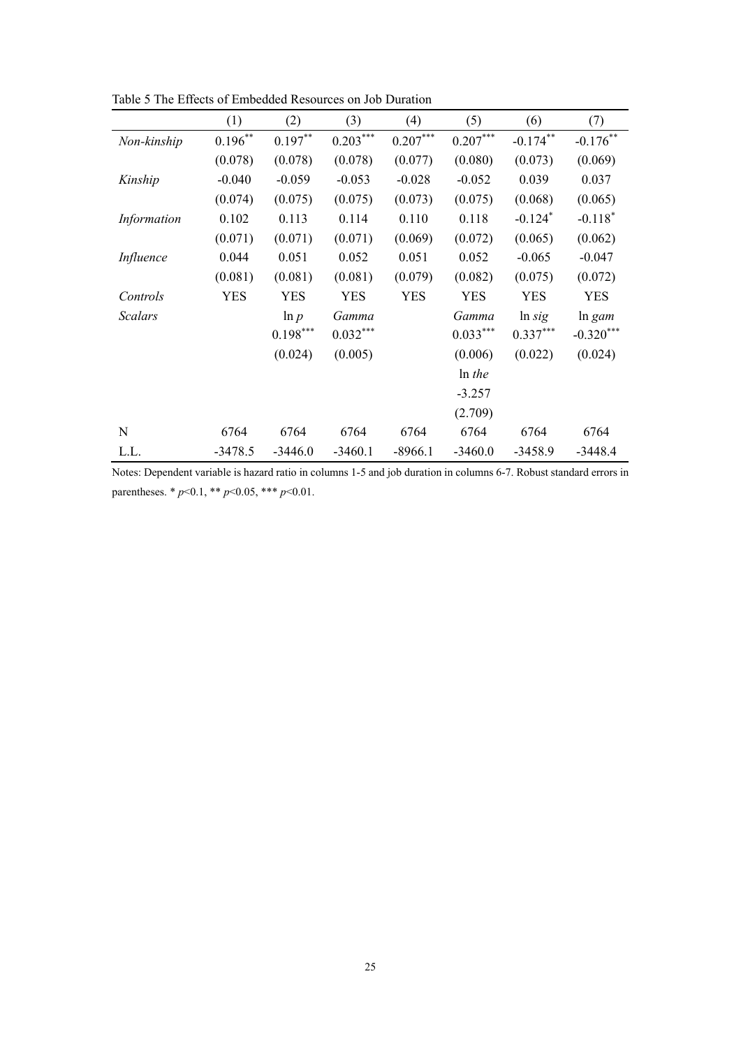Table 5 The Effects of Embedded Resources on Job Duration

| | (1) | (2) | (3) | (4) | (5) | (6) | (7) |
|---|---|---|---|---|---|---|---|
| *Non-kinship* | $0.196^{**}$ | $0.197^{**}$ | $0.203^{***}$ | $0.207^{***}$ | $0.207^{***}$ | $-0.174^{**}$ | $-0.176^{**}$ |
| | (0.078) | (0.078) | (0.078) | (0.077) | (0.080) | (0.073) | (0.069) |
| *Kinship* | -0.040 | -0.059 | -0.053 | -0.028 | -0.052 | 0.039 | 0.037 |
| | (0.074) | (0.075) | (0.075) | (0.073) | (0.075) | (0.068) | (0.065) |
| *Information* | 0.102 | 0.113 | 0.114 | 0.110 | 0.118 | $-0.124^{*}$ | $-0.118^{*}$ |
| | (0.071) | (0.071) | (0.071) | (0.069) | (0.072) | (0.065) | (0.062) |
| *Influence* | 0.044 | 0.051 | 0.052 | 0.051 | 0.052 | -0.065 | -0.047 |
| | (0.081) | (0.081) | (0.081) | (0.079) | (0.082) | (0.075) | (0.072) |
| *Controls* | YES | YES | YES | YES | YES | YES | YES |
| *Scalars* | | ln *p* | *Gamma* | | *Gamma* | ln *sig* | ln *gam* |
| | | $0.198^{***}$ | $0.032^{***}$ | | $0.033^{***}$ | $0.337^{***}$ | $-0.320^{***}$ |
| | | (0.024) | (0.005) | | (0.006) | (0.022) | (0.024) |
| | | | | | ln *the* | | |
| | | | | | -3.257 | | |
| | | | | | (2.709) | | |
| N | 6764 | 6764 | 6764 | 6764 | 6764 | 6764 | 6764 |
| L.L. | -3478.5 | -3446.0 | -3460.1 | -8966.1 | -3460.0 | -3458.9 | -3448.4 |

Notes: Dependent variable is hazard ratio in columns 1-5 and job duration in columns 6-7. Robust standard errors in parentheses. * $p<0.1$, ** $p<0.05$, *** $p<0.01$.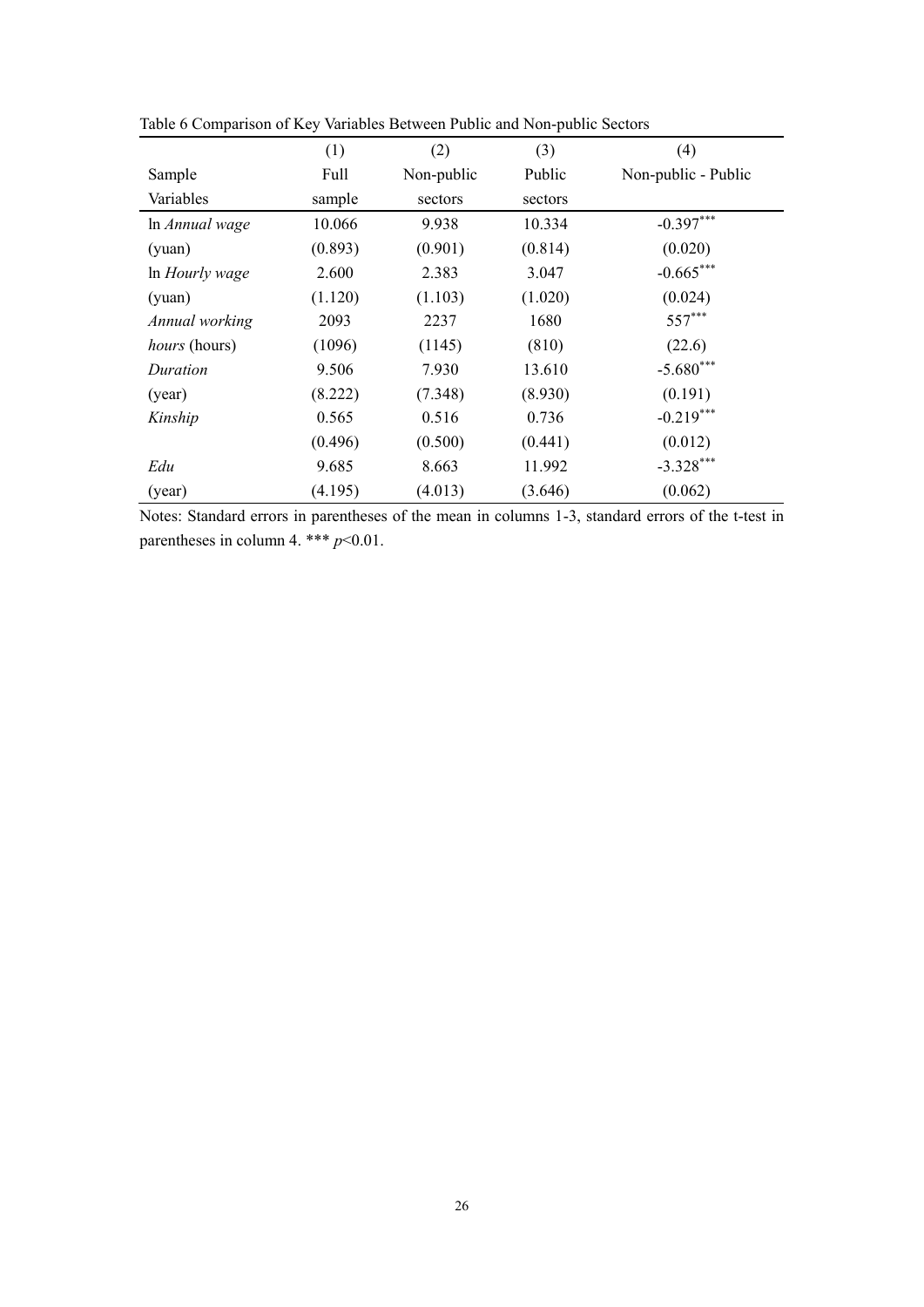Table 6 Comparison of Key Variables Between Public and Non-public Sectors

| | (1) | (2) | (3) | (4) |
|---|---|---|---|---|
| Sample | Full | Non-public | Public | Non-public - Public |
| Variables | sample | sectors | sectors | |
| ln *Annual wage* | 10.066 | 9.938 | 10.334 | $-0.397^{***}$ |
| (yuan) | (0.893) | (0.901) | (0.814) | (0.020) |
| ln *Hourly wage* | 2.600 | 2.383 | 3.047 | $-0.665^{***}$ |
| (yuan) | (1.120) | (1.103) | (1.020) | (0.024) |
| *Annual working* | 2093 | 2237 | 1680 | $557^{***}$ |
| *hours* (hours) | (1096) | (1145) | (810) | (22.6) |
| *Duration* | 9.506 | 7.930 | 13.610 | $-5.680^{***}$ |
| (year) | (8.222) | (7.348) | (8.930) | (0.191) |
| *Kinship* | 0.565 | 0.516 | 0.736 | $-0.219^{***}$ |
| | (0.496) | (0.500) | (0.441) | (0.012) |
| *Edu* | 9.685 | 8.663 | 11.992 | $-3.328^{***}$ |
| (year) | (4.195) | (4.013) | (3.646) | (0.062) |

Notes: Standard errors in parentheses of the mean in columns 1-3, standard errors of the t-test in parentheses in column 4. *** $p$<0.01.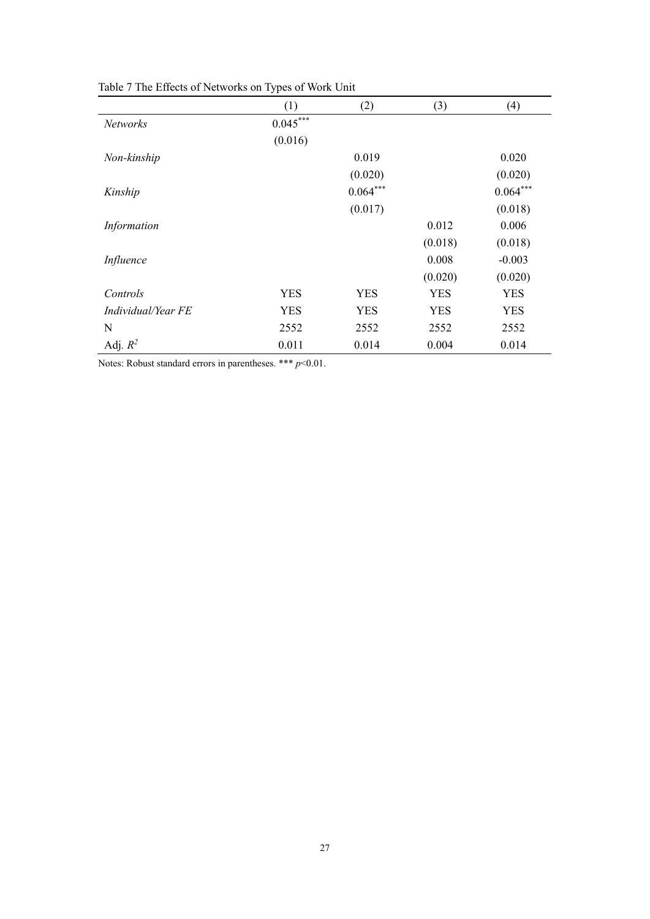Table 7 The Effects of Networks on Types of Work Unit

| | (1) | (2) | (3) | (4) |
|---|---|---|---|---|
| *Networks* | $0.045^{***}$ | | | |
| | (0.016) | | | |
| *Non-kinship* | | 0.019 | | 0.020 |
| | | (0.020) | | (0.020) |
| *Kinship* | | $0.064^{***}$ | | $0.064^{***}$ |
| | | (0.017) | | (0.018) |
| *Information* | | | 0.012 | 0.006 |
| | | | (0.018) | (0.018) |
| *Influence* | | | 0.008 | -0.003 |
| | | | (0.020) | (0.020) |
| *Controls* | YES | YES | YES | YES |
| *Individual/Year FE* | YES | YES | YES | YES |
| N | 2552 | 2552 | 2552 | 2552 |
| Adj. $R^2$ | 0.011 | 0.014 | 0.004 | 0.014 |

Notes: Robust standard errors in parentheses. *** $p<0.01$.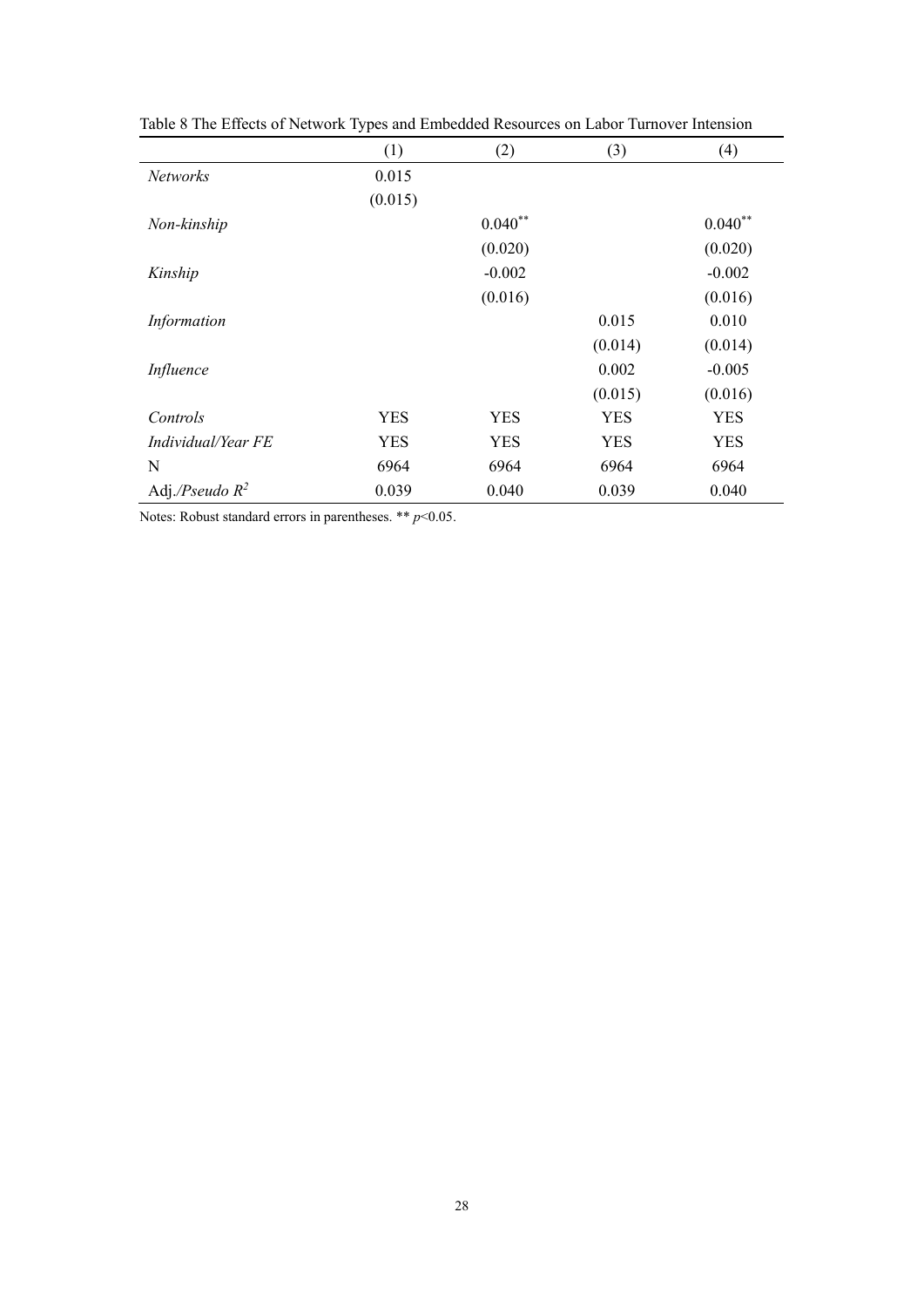Table 8 The Effects of Network Types and Embedded Resources on Labor Turnover Intension

| | (1) | (2) | (3) | (4) |
|---|---|---|---|---|
| *Networks* | 0.015 | | | |
| | (0.015) | | | |
| *Non-kinship* | | $0.040^{**}$ | | $0.040^{**}$ |
| | | (0.020) | | (0.020) |
| *Kinship* | | -0.002 | | -0.002 |
| | | (0.016) | | (0.016) |
| *Information* | | | 0.015 | 0.010 |
| | | | (0.014) | (0.014) |
| *Influence* | | | 0.002 | -0.005 |
| | | | (0.015) | (0.016) |
| *Controls* | YES | YES | YES | YES |
| *Individual/Year FE* | YES | YES | YES | YES |
| N | 6964 | 6964 | 6964 | 6964 |
| Adj./*Pseudo* $R^2$ | 0.039 | 0.040 | 0.039 | 0.040 |

Notes: Robust standard errors in parentheses. ** $p$<0.05.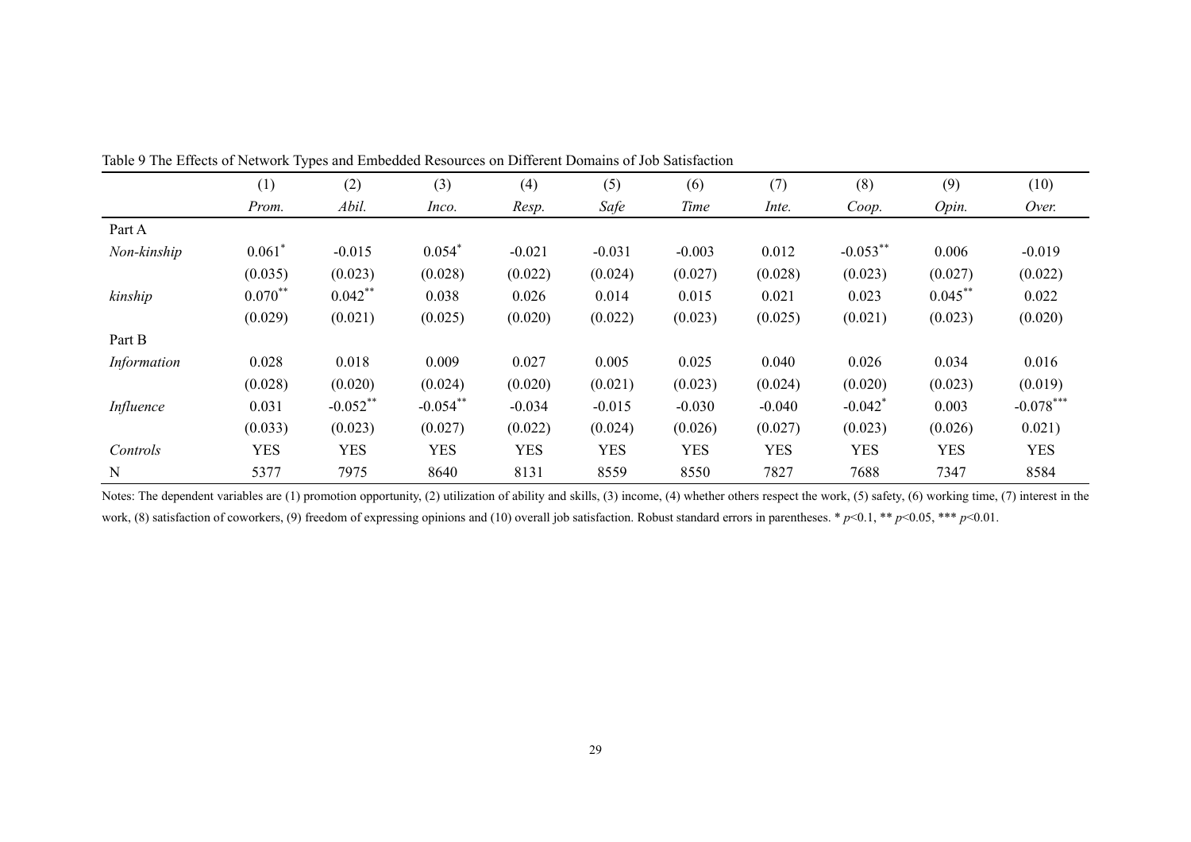Table 9 The Effects of Network Types and Embedded Resources on Different Domains of Job Satisfaction

| | (1) | (2) | (3) | (4) | (5) | (6) | (7) | (8) | (9) | (10) |
|---|---|---|---|---|---|---|---|---|---|---|
| | *Prom.* | *Abil.* | *Inco.* | *Resp.* | *Safe* | *Time* | *Inte.* | *Coop.* | *Opin.* | *Over.* |
| Part A | | | | | | | | | | |
| *Non-kinship* | 0.061* | -0.015 | 0.054* | -0.021 | -0.031 | -0.003 | 0.012 | -0.053** | 0.006 | -0.019 |
| | (0.035) | (0.023) | (0.028) | (0.022) | (0.024) | (0.027) | (0.028) | (0.023) | (0.027) | (0.022) |
| *kinship* | 0.070** | 0.042** | 0.038 | 0.026 | 0.014 | 0.015 | 0.021 | 0.023 | 0.045** | 0.022 |
| | (0.029) | (0.021) | (0.025) | (0.020) | (0.022) | (0.023) | (0.025) | (0.021) | (0.023) | (0.020) |
| Part B | | | | | | | | | | |
| *Information* | 0.028 | 0.018 | 0.009 | 0.027 | 0.005 | 0.025 | 0.040 | 0.026 | 0.034 | 0.016 |
| | (0.028) | (0.020) | (0.024) | (0.020) | (0.021) | (0.023) | (0.024) | (0.020) | (0.023) | (0.019) |
| *Influence* | 0.031 | -0.052** | -0.054** | -0.034 | -0.015 | -0.030 | -0.040 | -0.042* | 0.003 | -0.078*** |
| | (0.033) | (0.023) | (0.027) | (0.022) | (0.024) | (0.026) | (0.027) | (0.023) | (0.026) | 0.021) |
| *Controls* | YES | YES | YES | YES | YES | YES | YES | YES | YES | YES |
| N | 5377 | 7975 | 8640 | 8131 | 8559 | 8550 | 7827 | 7688 | 7347 | 8584 |

Notes: The dependent variables are (1) promotion opportunity, (2) utilization of ability and skills, (3) income, (4) whether others respect the work, (5) safety, (6) working time, (7) interest in the work, (8) satisfaction of coworkers, (9) freedom of expressing opinions and (10) overall job satisfaction. Robust standard errors in parentheses. * $p$<0.1, ** $p$<0.05, *** $p$<0.01.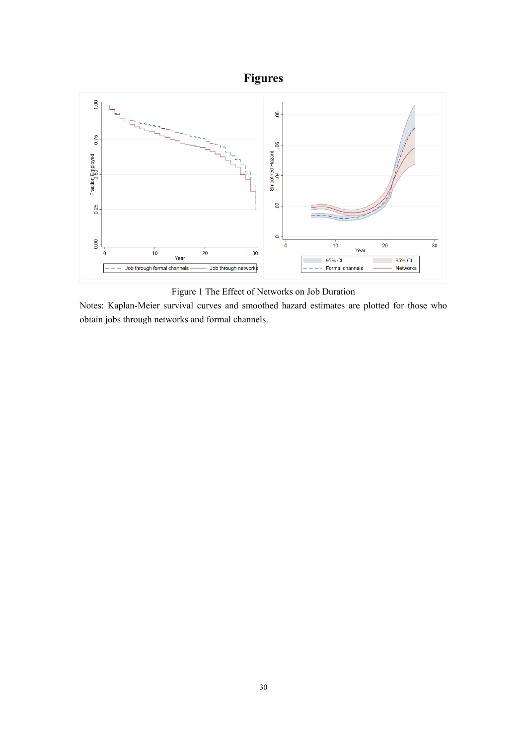# Figures

Figure 1 The Effect of Networks on Job Duration

Notes: Kaplan-Meier survival curves and smoothed hazard estimates are plotted for those who obtain jobs through networks and formal channels.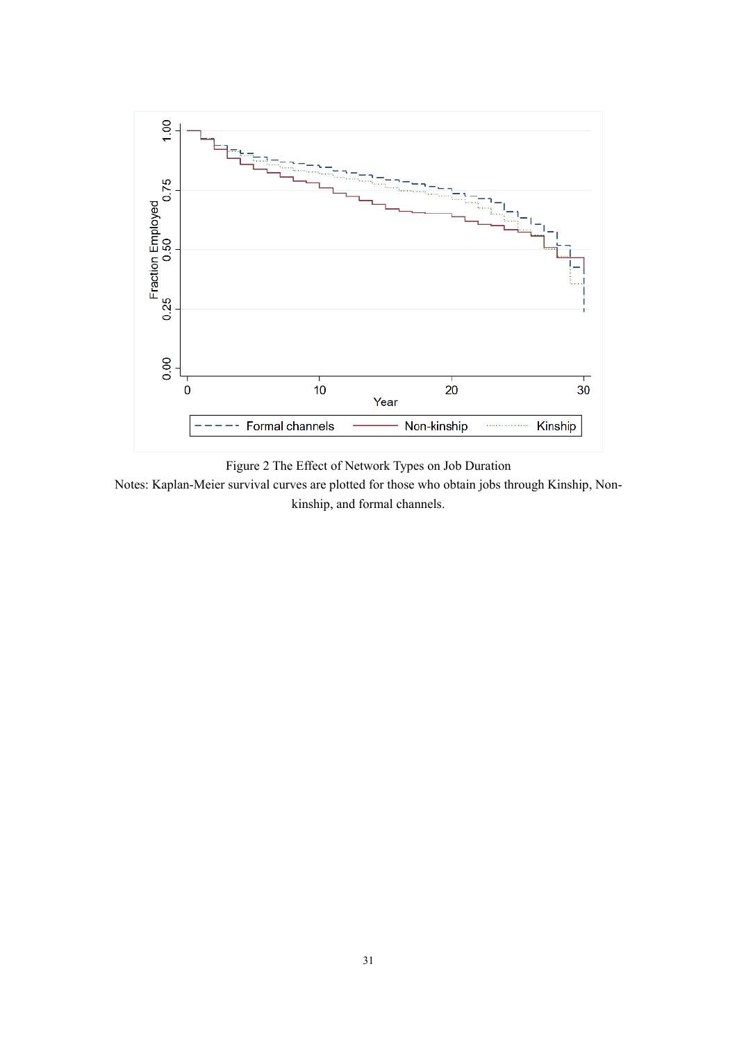Figure 2 The Effect of Network Types on Job Duration

Notes: Kaplan-Meier survival curves are plotted for those who obtain jobs through Kinship, Non-kinship, and formal channels.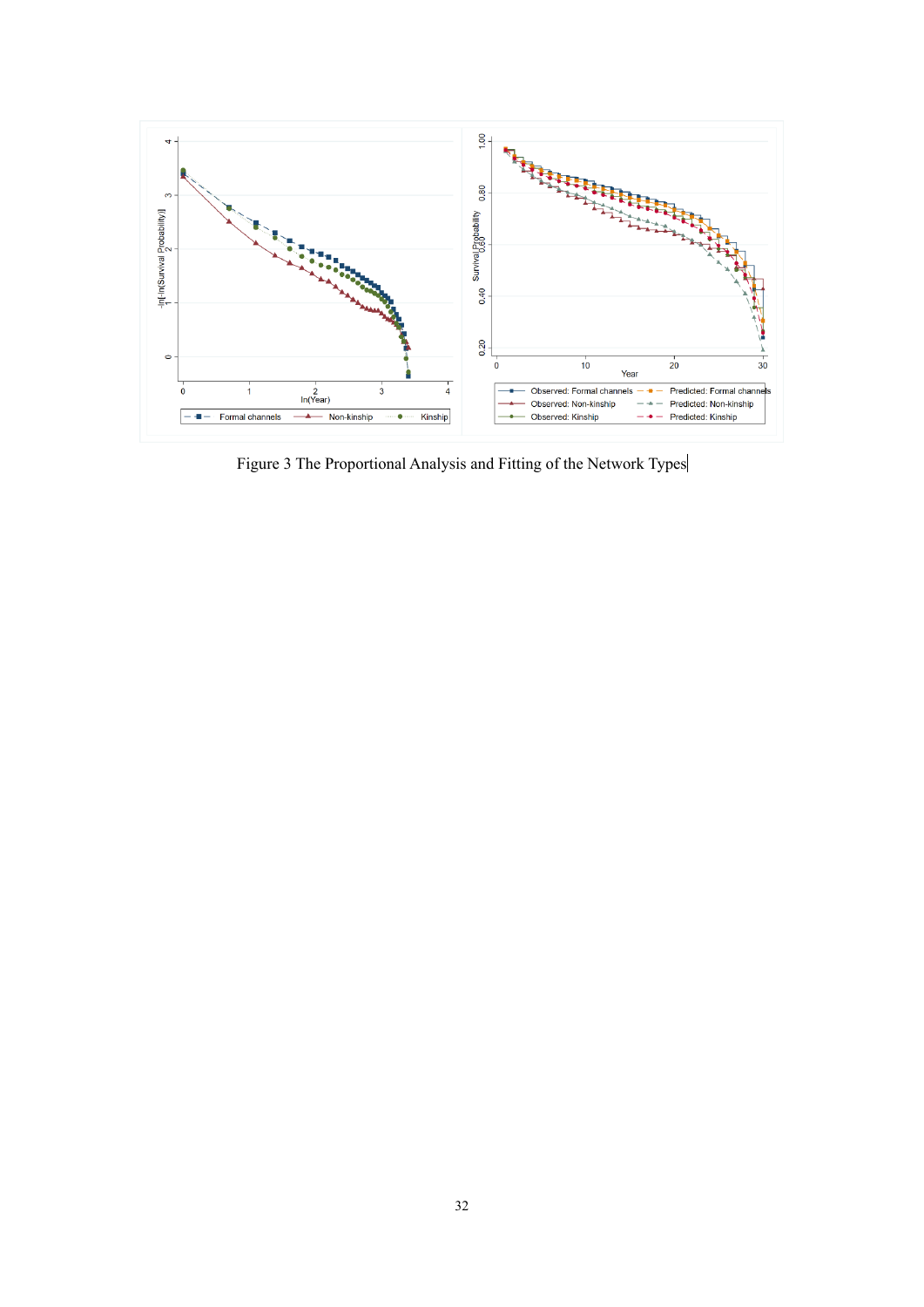Figure 3 The Proportional Analysis and Fitting of the Network Types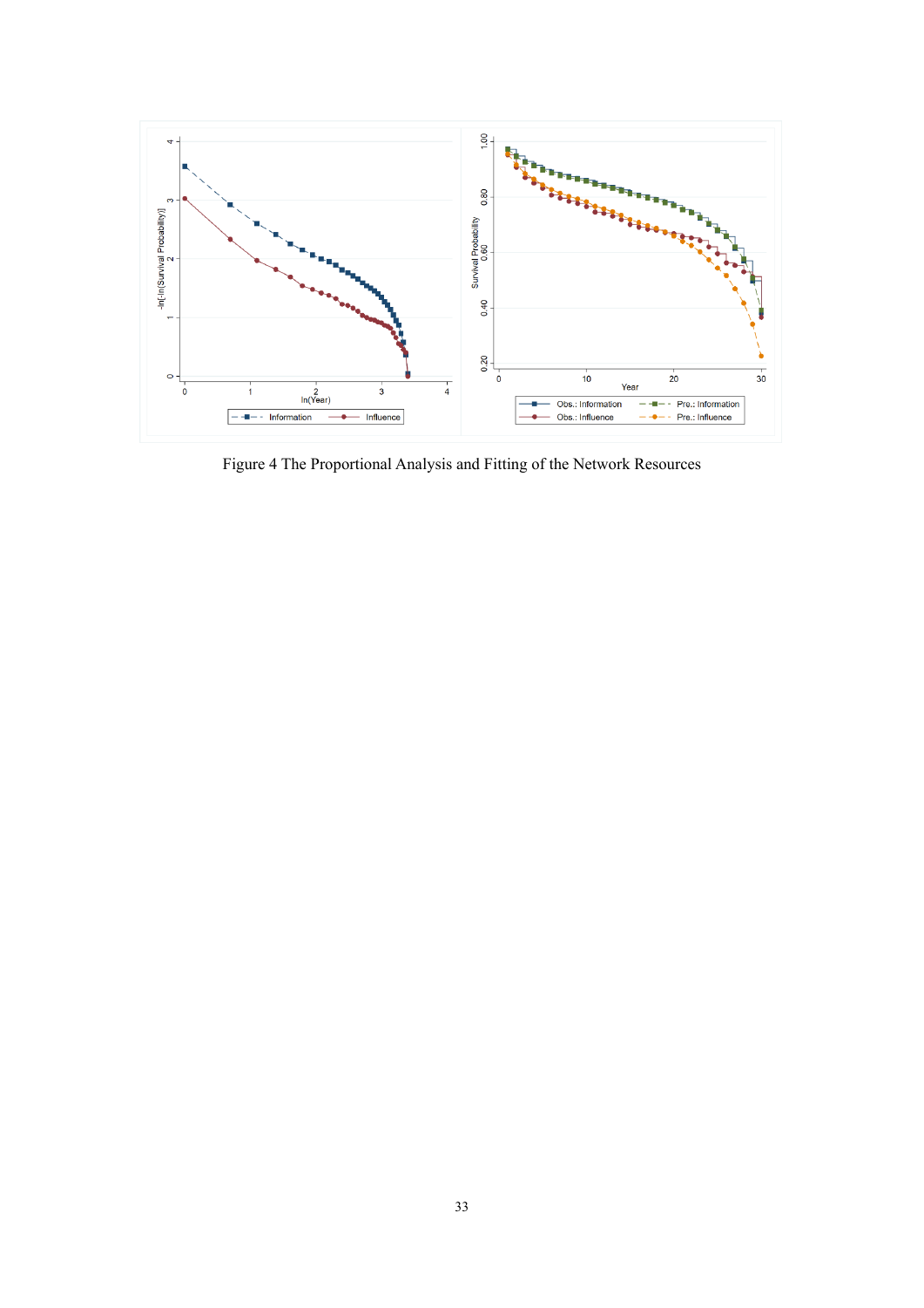-ln[-ln(Survival Probability)]

4
3
2
1
0

0
1
2
3
4
ln(Year)

Information
Influence

Survival Probability

1.00
0.80
0.60
0.40
0.20

0
10
20
30
Year

Obs.: Information
Pre.: Information
Obs.: Influence
Pre.: Influence

Figure 4 The Proportional Analysis and Fitting of the Network Resources